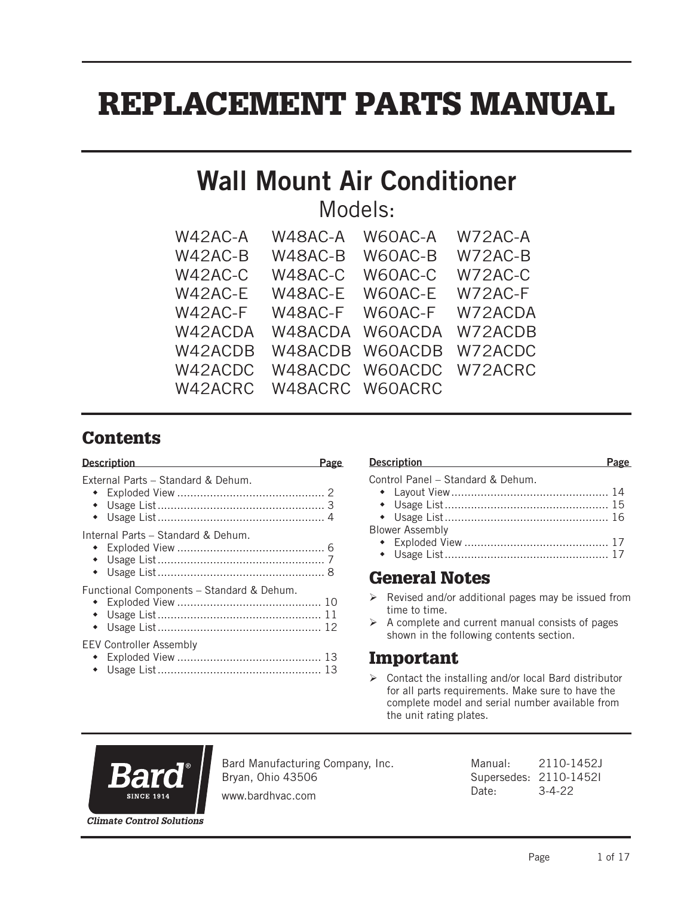# REPLACEMENT PARTS MANUAL

## Wall Mount Air Conditioner

### Models:

| | | | |
|---|---|---|---|
| W42AC-A | W48AC-A | W60AC-A | W72AC-A |
| W42AC-B | W48AC-B | W60AC-B | W72AC-B |
| W42AC-C | W48AC-C | W60AC-C | W72AC-C |
| W42AC-E | W48AC-E | W60AC-E | W72AC-F |
| W42AC-F | W48AC-F | W60AC-F | W72ACDA |
| W42ACDA | W48ACDA | W60ACDA | W72ACDB |
| W42ACDB | W48ACDB | W60ACDB | W72ACDC |
| W42ACDC | W48ACDC | W60ACDC | W72ACRC |
| W42ACRC | W48ACRC | W60ACRC | |

## Contents

| Description | Page |
|---|---|
| **External Parts – Standard & Dehum.** | |
| • Exploded View | 2 |
| • Usage List | 3 |
| • Usage List | 4 |
| **Internal Parts – Standard & Dehum.** | |
| • Exploded View | 6 |
| • Usage List | 7 |
| • Usage List | 8 |
| **Functional Components – Standard & Dehum.** | |
| • Exploded View | 10 |
| • Usage List | 11 |
| • Usage List | 12 |
| **EEV Controller Assembly** | |
| • Exploded View | 13 |
| • Usage List | 13 |
| **Control Panel – Standard & Dehum.** | |
| • Layout View | 14 |
| • Usage List | 15 |
| • Usage List | 16 |
| **Blower Assembly** | |
| • Exploded View | 17 |
| • Usage List | 17 |

## General Notes

- Revised and/or additional pages may be issued from time to time.
- A complete and current manual consists of pages shown in the following contents section.

## Important

- Contact the installing and/or local Bard distributor for all parts requirements. Make sure to have the complete model and serial number available from the unit rating plates.

Bard® Since 1914
*Climate Control Solutions*

Bard Manufacturing Company, Inc.
Bryan, Ohio 43506
www.bardhvac.com

Manual: 2110-1452J
Supersedes: 2110-1452I
Date: 3-4-22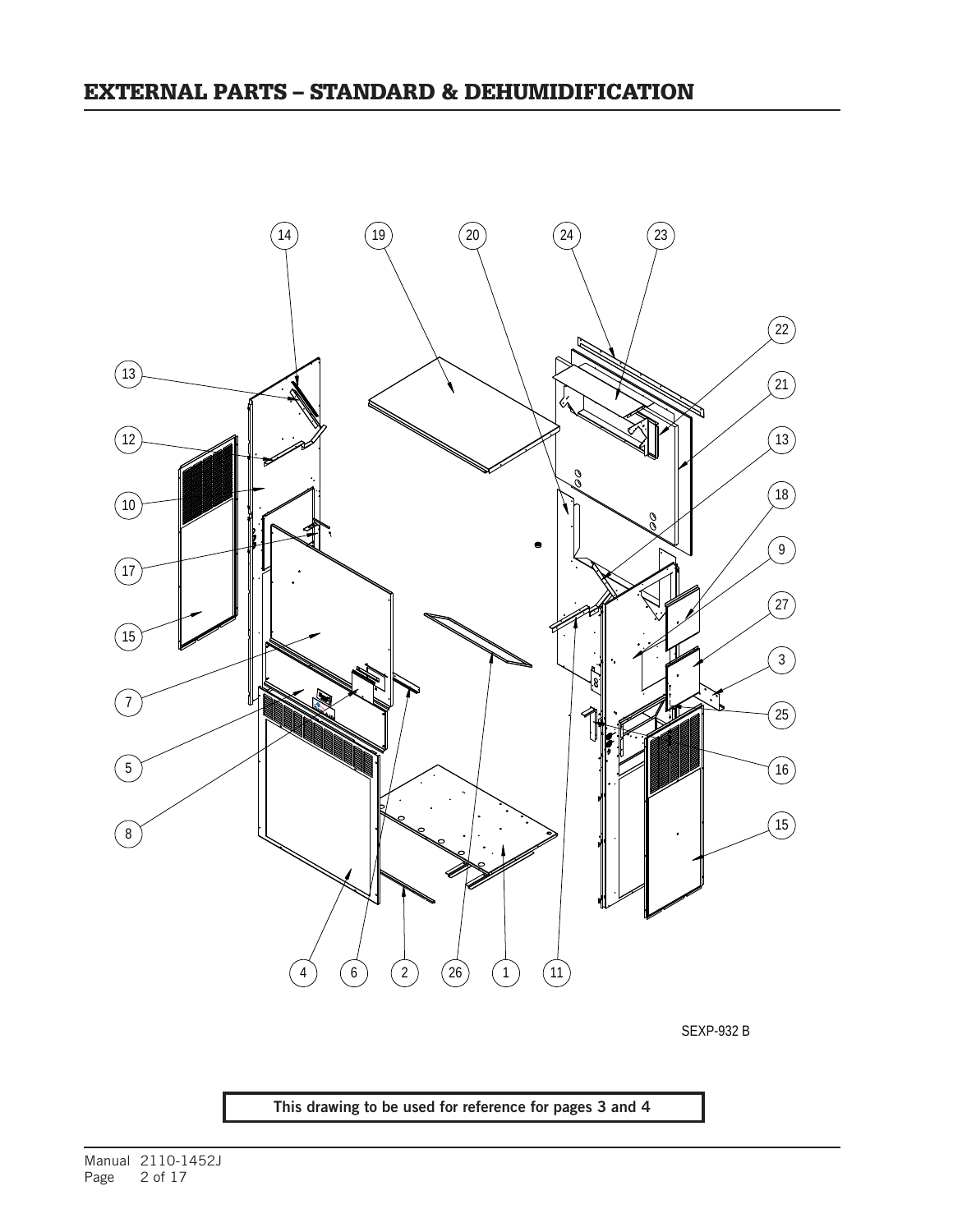## EXTERNAL PARTS – STANDARD & DEHUMIDIFICATION

SEXP-932 B

**This drawing to be used for reference for pages 3 and 4**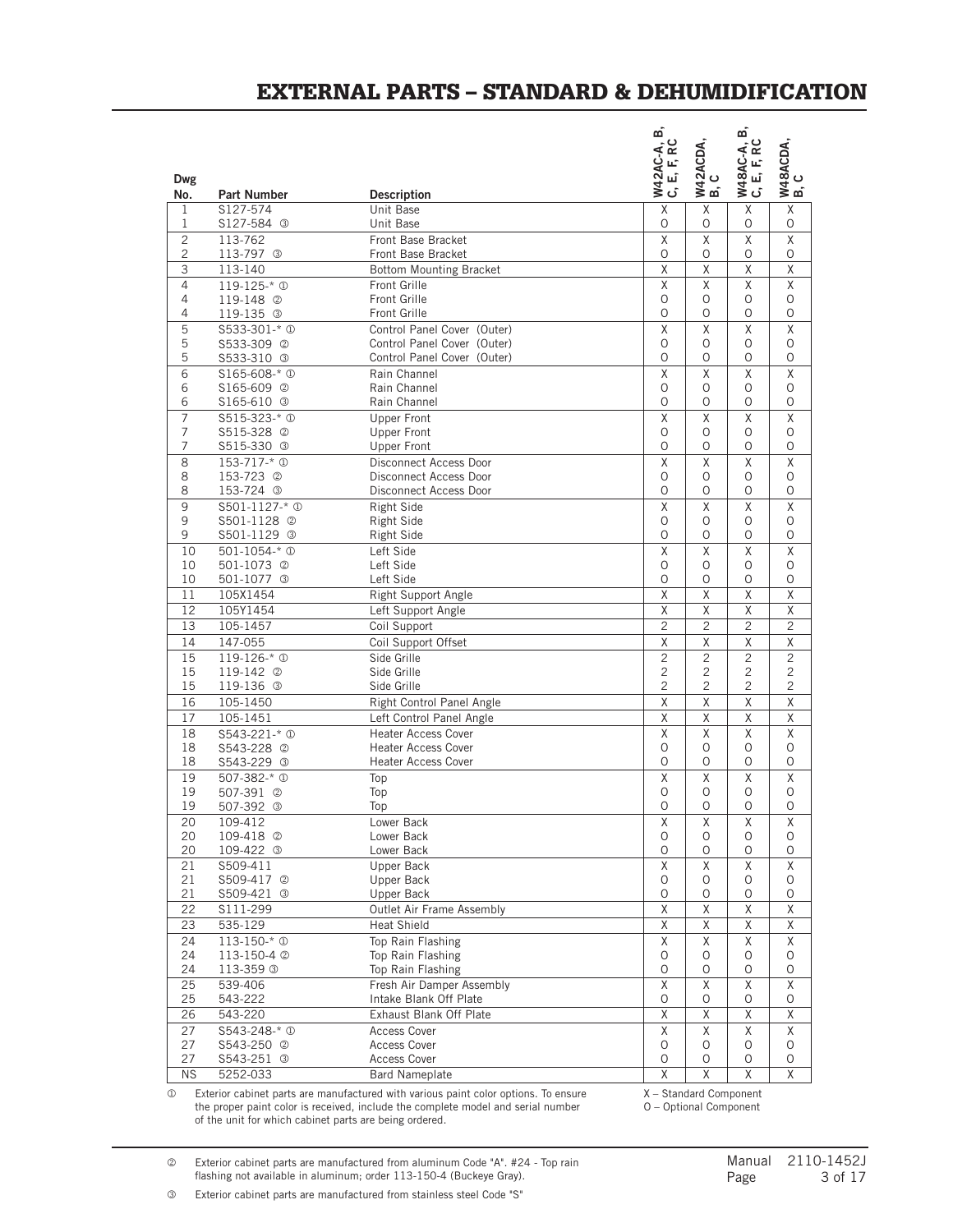# EXTERNAL PARTS – STANDARD & DEHUMIDIFICATION

| Dwg No. | Part Number | Description | W42AC-A, B, C, E, F, RC | W42ACDA, B, C | W48AC-A, B, C, E, F, RC | W48ACDA, B, C |
|---|---|---|---|---|---|---|
| 1 | S127-574 | Unit Base | X | X | X | X |
| 1 | S127-584 ③ | Unit Base | O | O | O | O |
| 2 | 113-762 | Front Base Bracket | X | X | X | X |
| 2 | 113-797 ③ | Front Base Bracket | O | O | O | O |
| 3 | 113-140 | Bottom Mounting Bracket | X | X | X | X |
| 4 | 119-125-* ① | Front Grille | X | X | X | X |
| 4 | 119-148 ② | Front Grille | O | O | O | O |
| 4 | 119-135 ③ | Front Grille | O | O | O | O |
| 5 | S533-301-* ① | Control Panel Cover (Outer) | X | X | X | X |
| 5 | S533-309 ② | Control Panel Cover (Outer) | O | O | O | O |
| 5 | S533-310 ③ | Control Panel Cover (Outer) | O | O | O | O |
| 6 | S165-608-* ① | Rain Channel | X | X | X | X |
| 6 | S165-609 ② | Rain Channel | O | O | O | O |
| 6 | S165-610 ③ | Rain Channel | O | O | O | O |
| 7 | S515-323-* ① | Upper Front | X | X | X | X |
| 7 | S515-328 ② | Upper Front | O | O | O | O |
| 7 | S515-330 ③ | Upper Front | O | O | O | O |
| 8 | 153-717-* ① | Disconnect Access Door | X | X | X | X |
| 8 | 153-723 ② | Disconnect Access Door | O | O | O | O |
| 8 | 153-724 ③ | Disconnect Access Door | O | O | O | O |
| 9 | S501-1127-* ① | Right Side | X | X | X | X |
| 9 | S501-1128 ② | Right Side | O | O | O | O |
| 9 | S501-1129 ③ | Right Side | O | O | O | O |
| 10 | 501-1054-* ① | Left Side | X | X | X | X |
| 10 | 501-1073 ② | Left Side | O | O | O | O |
| 10 | 501-1077 ③ | Left Side | O | O | O | O |
| 11 | 105X1454 | Right Support Angle | X | X | X | X |
| 12 | 105Y1454 | Left Support Angle | X | X | X | X |
| 13 | 105-1457 | Coil Support | 2 | 2 | 2 | 2 |
| 14 | 147-055 | Coil Support Offset | X | X | X | X |
| 15 | 119-126-* ① | Side Grille | 2 | 2 | 2 | 2 |
| 15 | 119-142 ② | Side Grille | 2 | 2 | 2 | 2 |
| 15 | 119-136 ③ | Side Grille | 2 | 2 | 2 | 2 |
| 16 | 105-1450 | Right Control Panel Angle | X | X | X | X |
| 17 | 105-1451 | Left Control Panel Angle | X | X | X | X |
| 18 | S543-221-* ① | Heater Access Cover | X | X | X | X |
| 18 | S543-228 ② | Heater Access Cover | O | O | O | O |
| 18 | S543-229 ③ | Heater Access Cover | O | O | O | O |
| 19 | 507-382-* ① | Top | X | X | X | X |
| 19 | 507-391 ② | Top | O | O | O | O |
| 19 | 507-392 ③ | Top | O | O | O | O |
| 20 | 109-412 | Lower Back | X | X | X | X |
| 20 | 109-418 ② | Lower Back | O | O | O | O |
| 20 | 109-422 ③ | Lower Back | O | O | O | O |
| 21 | S509-411 | Upper Back | X | X | X | X |
| 21 | S509-417 ② | Upper Back | O | O | O | O |
| 21 | S509-421 ③ | Upper Back | O | O | O | O |
| 22 | S111-299 | Outlet Air Frame Assembly | X | X | X | X |
| 23 | 535-129 | Heat Shield | X | X | X | X |
| 24 | 113-150-* ① | Top Rain Flashing | X | X | X | X |
| 24 | 113-150-4 ② | Top Rain Flashing | O | O | O | O |
| 24 | 113-359 ③ | Top Rain Flashing | O | O | O | O |
| 25 | 539-406 | Fresh Air Damper Assembly | X | X | X | X |
| 25 | 543-222 | Intake Blank Off Plate | O | O | O | O |
| 26 | 543-220 | Exhaust Blank Off Plate | X | X | X | X |
| 27 | S543-248-* ① | Access Cover | X | X | X | X |
| 27 | S543-250 ② | Access Cover | O | O | O | O |
| 27 | S543-251 ③ | Access Cover | O | O | O | O |
| NS | 5252-033 | Bard Nameplate | X | X | X | X |

① Exterior cabinet parts are manufactured with various paint color options. To ensure the proper paint color is received, include the complete model and serial number of the unit for which cabinet parts are being ordered.

X – Standard Component
O – Optional Component

② Exterior cabinet parts are manufactured from aluminum Code "A". #24 - Top rain flashing not available in aluminum; order 113-150-4 (Buckeye Gray).

③ Exterior cabinet parts are manufactured from stainless steel Code "S"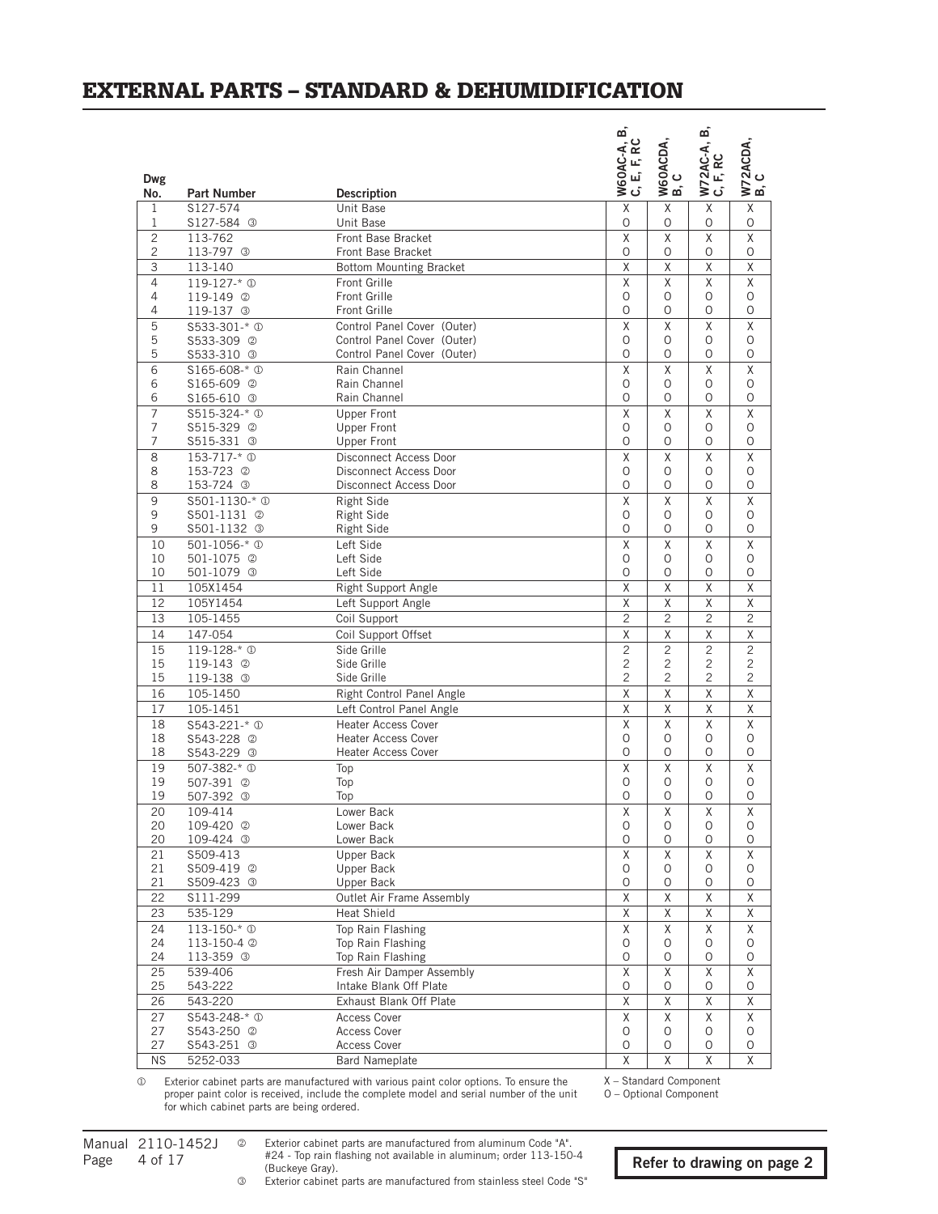# EXTERNAL PARTS – STANDARD & DEHUMIDIFICATION

| Dwg No. | Part Number | Description | W60AC-A, B, C, E, F, RC | W60ACDA, B, C | W72AC-A, B, C, F, RC | W72ACDA, B, C |
|---|---|---|---|---|---|---|
| 1 | S127-574 | Unit Base | X | X | X | X |
| 1 | S127-584 ③ | Unit Base | O | O | O | O |
| 2 | 113-762 | Front Base Bracket | X | X | X | X |
| 2 | 113-797 ③ | Front Base Bracket | O | O | O | O |
| 3 | 113-140 | Bottom Mounting Bracket | X | X | X | X |
| 4 | 119-127-* ① | Front Grille | X | X | X | X |
| 4 | 119-149 ② | Front Grille | O | O | O | O |
| 4 | 119-137 ③ | Front Grille | O | O | O | O |
| 5 | S533-301-* ① | Control Panel Cover (Outer) | X | X | X | X |
| 5 | S533-309 ② | Control Panel Cover (Outer) | O | O | O | O |
| 5 | S533-310 ③ | Control Panel Cover (Outer) | O | O | O | O |
| 6 | S165-608-* ① | Rain Channel | X | X | X | X |
| 6 | S165-609 ② | Rain Channel | O | O | O | O |
| 6 | S165-610 ③ | Rain Channel | O | O | O | O |
| 7 | S515-324-* ① | Upper Front | X | X | X | X |
| 7 | S515-329 ② | Upper Front | O | O | O | O |
| 7 | S515-331 ③ | Upper Front | O | O | O | O |
| 8 | 153-717-* ① | Disconnect Access Door | X | X | X | X |
| 8 | 153-723 ② | Disconnect Access Door | O | O | O | O |
| 8 | 153-724 ③ | Disconnect Access Door | O | O | O | O |
| 9 | S501-1130-* ① | Right Side | X | X | X | X |
| 9 | S501-1131 ② | Right Side | O | O | O | O |
| 9 | S501-1132 ③ | Right Side | O | O | O | O |
| 10 | 501-1056-* ① | Left Side | X | X | X | X |
| 10 | 501-1075 ② | Left Side | O | O | O | O |
| 10 | 501-1079 ③ | Left Side | O | O | O | O |
| 11 | 105X1454 | Right Support Angle | X | X | X | X |
| 12 | 105Y1454 | Left Support Angle | X | X | X | X |
| 13 | 105-1455 | Coil Support | 2 | 2 | 2 | 2 |
| 14 | 147-054 | Coil Support Offset | X | X | X | X |
| 15 | 119-128-* ① | Side Grille | 2 | 2 | 2 | 2 |
| 15 | 119-143 ② | Side Grille | 2 | 2 | 2 | 2 |
| 15 | 119-138 ③ | Side Grille | 2 | 2 | 2 | 2 |
| 16 | 105-1450 | Right Control Panel Angle | X | X | X | X |
| 17 | 105-1451 | Left Control Panel Angle | X | X | X | X |
| 18 | S543-221-* ① | Heater Access Cover | X | X | X | X |
| 18 | S543-228 ② | Heater Access Cover | O | O | O | O |
| 18 | S543-229 ③ | Heater Access Cover | O | O | O | O |
| 19 | 507-382-* ① | Top | X | X | X | X |
| 19 | 507-391 ② | Top | O | O | O | O |
| 19 | 507-392 ③ | Top | O | O | O | O |
| 20 | 109-414 | Lower Back | X | X | X | X |
| 20 | 109-420 ② | Lower Back | O | O | O | O |
| 20 | 109-424 ③ | Lower Back | O | O | O | O |
| 21 | S509-413 | Upper Back | X | X | X | X |
| 21 | S509-419 ② | Upper Back | O | O | O | O |
| 21 | S509-423 ③ | Upper Back | O | O | O | O |
| 22 | S111-299 | Outlet Air Frame Assembly | X | X | X | X |
| 23 | 535-129 | Heat Shield | X | X | X | X |
| 24 | 113-150-* ① | Top Rain Flashing | X | X | X | X |
| 24 | 113-150-4 ② | Top Rain Flashing | O | O | O | O |
| 24 | 113-359 ③ | Top Rain Flashing | O | O | O | O |
| 25 | 539-406 | Fresh Air Damper Assembly | X | X | X | X |
| 25 | 543-222 | Intake Blank Off Plate | O | O | O | O |
| 26 | 543-220 | Exhaust Blank Off Plate | X | X | X | X |
| 27 | S543-248-* ① | Access Cover | X | X | X | X |
| 27 | S543-250 ② | Access Cover | O | O | O | O |
| 27 | S543-251 ③ | Access Cover | O | O | O | O |
| NS | 5252-033 | Bard Nameplate | X | X | X | X |

① Exterior cabinet parts are manufactured with various paint color options. To ensure the proper paint color is received, include the complete model and serial number of the unit for which cabinet parts are being ordered.

X – Standard Component
O – Optional Component

Manual 2110-1452J

② Exterior cabinet parts are manufactured from aluminum Code "A". #24 - Top rain flashing not available in aluminum; order 113-150-4 (Buckeye Gray).

③ Exterior cabinet parts are manufactured from stainless steel Code "S"

**Refer to drawing on page 2**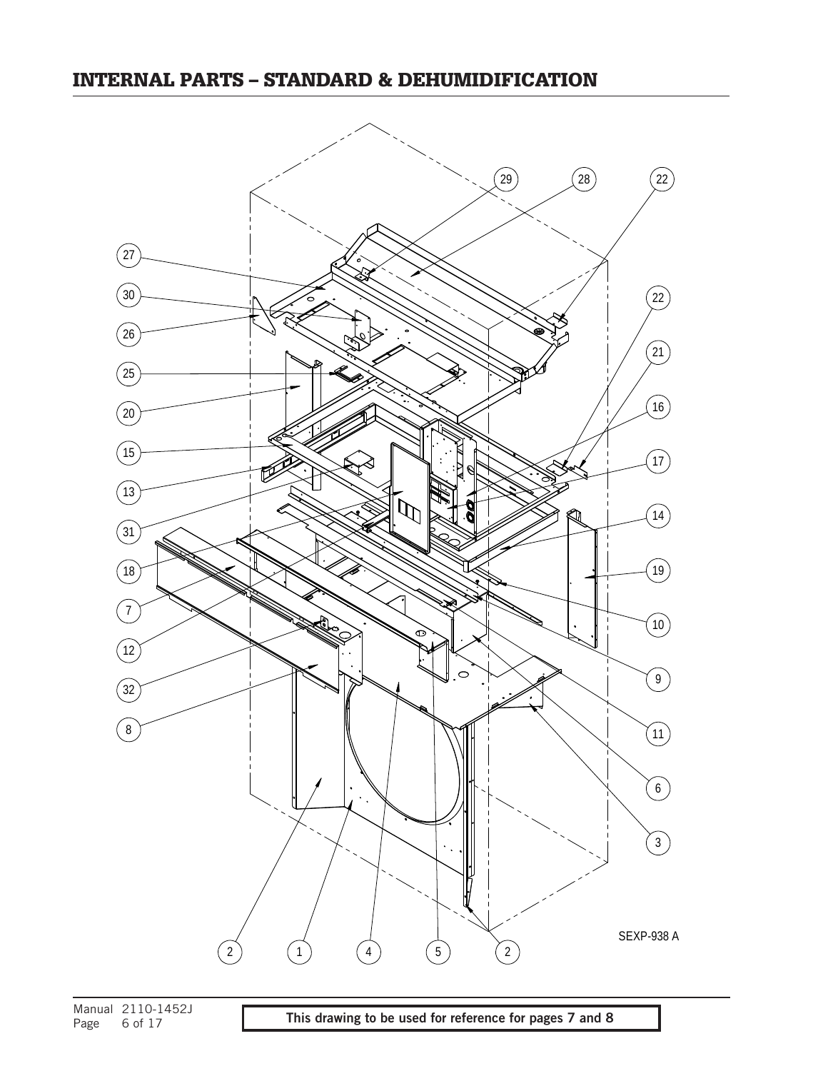## INTERNAL PARTS – STANDARD & DEHUMIDIFICATION

SEXP-938 A

**This drawing to be used for reference for pages 7 and 8**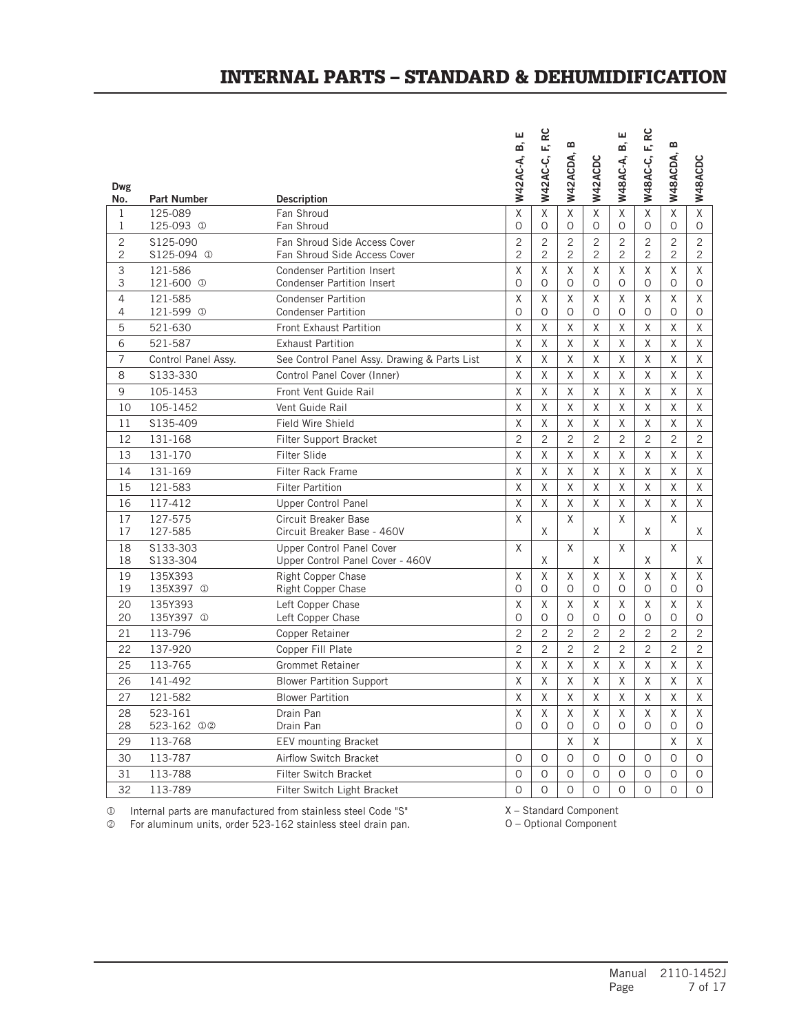# INTERNAL PARTS – STANDARD & DEHUMIDIFICATION

| Dwg No. | Part Number | Description | W42AC-A, B, E | W42AC-C, F, RC | W42ACDA, B | W42ACDC | W48AC-A, B, E | W48AC-C, F, RC | W48ACDA, B | W48ACDC |
|---|---|---|---|---|---|---|---|---|---|---|
| 1 | 125-089 | Fan Shroud | X | X | X | X | X | X | X | X |
| 1 | 125-093 ① | Fan Shroud | O | O | O | O | O | O | O | O |
| 2 | S125-090 | Fan Shroud Side Access Cover | 2 | 2 | 2 | 2 | 2 | 2 | 2 | 2 |
| 2 | S125-094 ① | Fan Shroud Side Access Cover | 2 | 2 | 2 | 2 | 2 | 2 | 2 | 2 |
| 3 | 121-586 | Condenser Partition Insert | X | X | X | X | X | X | X | X |
| 3 | 121-600 ① | Condenser Partition Insert | O | O | O | O | O | O | O | O |
| 4 | 121-585 | Condenser Partition | X | X | X | X | X | X | X | X |
| 4 | 121-599 ① | Condenser Partition | O | O | O | O | O | O | O | O |
| 5 | 521-630 | Front Exhaust Partition | X | X | X | X | X | X | X | X |
| 6 | 521-587 | Exhaust Partition | X | X | X | X | X | X | X | X |
| 7 | Control Panel Assy. | See Control Panel Assy. Drawing & Parts List | X | X | X | X | X | X | X | X |
| 8 | S133-330 | Control Panel Cover (Inner) | X | X | X | X | X | X | X | X |
| 9 | 105-1453 | Front Vent Guide Rail | X | X | X | X | X | X | X | X |
| 10 | 105-1452 | Vent Guide Rail | X | X | X | X | X | X | X | X |
| 11 | S135-409 | Field Wire Shield | X | X | X | X | X | X | X | X |
| 12 | 131-168 | Filter Support Bracket | 2 | 2 | 2 | 2 | 2 | 2 | 2 | 2 |
| 13 | 131-170 | Filter Slide | X | X | X | X | X | X | X | X |
| 14 | 131-169 | Filter Rack Frame | X | X | X | X | X | X | X | X |
| 15 | 121-583 | Filter Partition | X | X | X | X | X | X | X | X |
| 16 | 117-412 | Upper Control Panel | X | X | X | X | X | X | X | X |
| 17 | 127-575 | Circuit Breaker Base | X | | X | | X | | X | |
| 17 | 127-585 | Circuit Breaker Base - 460V | | X | | X | | X | | X |
| 18 | S133-303 | Upper Control Panel Cover | X | | X | | X | | X | |
| 18 | S133-304 | Upper Control Panel Cover - 460V | | X | | X | | X | | X |
| 19 | 135X393 | Right Copper Chase | X | X | X | X | X | X | X | X |
| 19 | 135X397 ① | Right Copper Chase | O | O | O | O | O | O | O | O |
| 20 | 135Y393 | Left Copper Chase | X | X | X | X | X | X | X | X |
| 20 | 135Y397 ① | Left Copper Chase | O | O | O | O | O | O | O | O |
| 21 | 113-796 | Copper Retainer | 2 | 2 | 2 | 2 | 2 | 2 | 2 | 2 |
| 22 | 137-920 | Copper Fill Plate | 2 | 2 | 2 | 2 | 2 | 2 | 2 | 2 |
| 25 | 113-765 | Grommet Retainer | X | X | X | X | X | X | X | X |
| 26 | 141-492 | Blower Partition Support | X | X | X | X | X | X | X | X |
| 27 | 121-582 | Blower Partition | X | X | X | X | X | X | X | X |
| 28 | 523-161 | Drain Pan | X | X | X | X | X | X | X | X |
| 28 | 523-162 ①② | Drain Pan | O | O | O | O | O | O | O | O |
| 29 | 113-768 | EEV mounting Bracket | | | X | X | | | X | X |
| 30 | 113-787 | Airflow Switch Bracket | O | O | O | O | O | O | O | O |
| 31 | 113-788 | Filter Switch Bracket | O | O | O | O | O | O | O | O |
| 32 | 113-789 | Filter Switch Light Bracket | O | O | O | O | O | O | O | O |

① Internal parts are manufactured from stainless steel Code "S"
② For aluminum units, order 523-162 stainless steel drain pan.

X – Standard Component
O – Optional Component

Manual 2110-1452J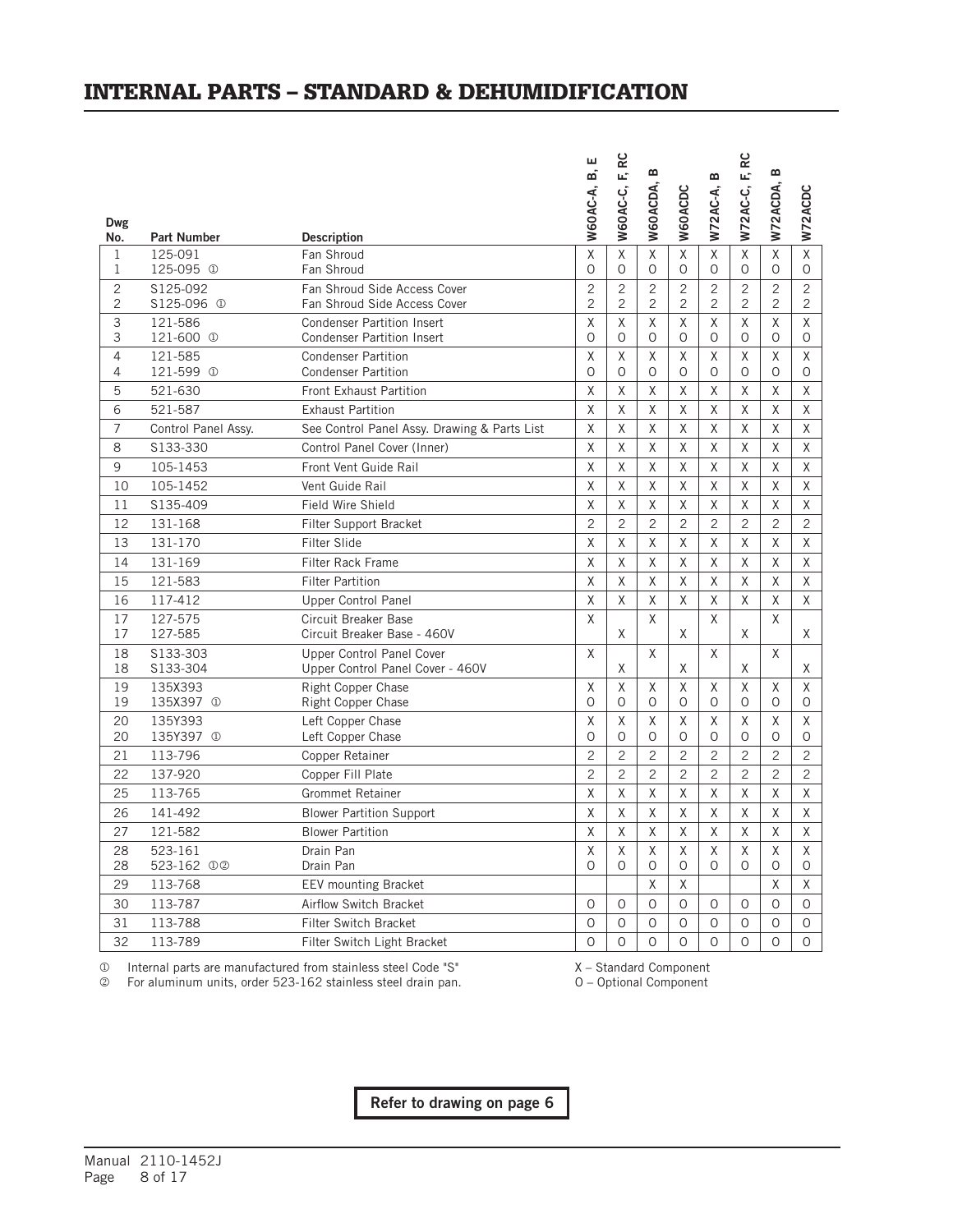# INTERNAL PARTS – STANDARD & DEHUMIDIFICATION

| Dwg No. | Part Number | Description | W60AC-A, B, E | W60AC-C, F, RC | W60ACDA, B | W60ACDC | W72AC-A, B | W72AC-C, F, RC | W72ACDA, B | W72ACDC |
|---|---|---|---|---|---|---|---|---|---|---|
| 1 | 125-091 | Fan Shroud | X | X | X | X | X | X | X | X |
| 1 | 125-095 ① | Fan Shroud | O | O | O | O | O | O | O | O |
| 2 | S125-092 | Fan Shroud Side Access Cover | 2 | 2 | 2 | 2 | 2 | 2 | 2 | 2 |
| 2 | S125-096 ① | Fan Shroud Side Access Cover | 2 | 2 | 2 | 2 | 2 | 2 | 2 | 2 |
| 3 | 121-586 | Condenser Partition Insert | X | X | X | X | X | X | X | X |
| 3 | 121-600 ① | Condenser Partition Insert | O | O | O | O | O | O | O | O |
| 4 | 121-585 | Condenser Partition | X | X | X | X | X | X | X | X |
| 4 | 121-599 ① | Condenser Partition | O | O | O | O | O | O | O | O |
| 5 | 521-630 | Front Exhaust Partition | X | X | X | X | X | X | X | X |
| 6 | 521-587 | Exhaust Partition | X | X | X | X | X | X | X | X |
| 7 | Control Panel Assy. | See Control Panel Assy. Drawing & Parts List | X | X | X | X | X | X | X | X |
| 8 | S133-330 | Control Panel Cover (Inner) | X | X | X | X | X | X | X | X |
| 9 | 105-1453 | Front Vent Guide Rail | X | X | X | X | X | X | X | X |
| 10 | 105-1452 | Vent Guide Rail | X | X | X | X | X | X | X | X |
| 11 | S135-409 | Field Wire Shield | X | X | X | X | X | X | X | X |
| 12 | 131-168 | Filter Support Bracket | 2 | 2 | 2 | 2 | 2 | 2 | 2 | 2 |
| 13 | 131-170 | Filter Slide | X | X | X | X | X | X | X | X |
| 14 | 131-169 | Filter Rack Frame | X | X | X | X | X | X | X | X |
| 15 | 121-583 | Filter Partition | X | X | X | X | X | X | X | X |
| 16 | 117-412 | Upper Control Panel | X | X | X | X | X | X | X | X |
| 17 | 127-575 | Circuit Breaker Base | X | | X | | X | | X | |
| 17 | 127-585 | Circuit Breaker Base - 460V | | X | | X | | X | | X |
| 18 | S133-303 | Upper Control Panel Cover | X | | X | | X | | X | |
| 18 | S133-304 | Upper Control Panel Cover - 460V | | X | | X | | X | | X |
| 19 | 135X393 | Right Copper Chase | X | X | X | X | X | X | X | X |
| 19 | 135X397 ① | Right Copper Chase | O | O | O | O | O | O | O | O |
| 20 | 135Y393 | Left Copper Chase | X | X | X | X | X | X | X | X |
| 20 | 135Y397 ① | Left Copper Chase | O | O | O | O | O | O | O | O |
| 21 | 113-796 | Copper Retainer | 2 | 2 | 2 | 2 | 2 | 2 | 2 | 2 |
| 22 | 137-920 | Copper Fill Plate | 2 | 2 | 2 | 2 | 2 | 2 | 2 | 2 |
| 25 | 113-765 | Grommet Retainer | X | X | X | X | X | X | X | X |
| 26 | 141-492 | Blower Partition Support | X | X | X | X | X | X | X | X |
| 27 | 121-582 | Blower Partition | X | X | X | X | X | X | X | X |
| 28 | 523-161 | Drain Pan | X | X | X | X | X | X | X | X |
| 28 | 523-162 ①② | Drain Pan | O | O | O | O | O | O | O | O |
| 29 | 113-768 | EEV mounting Bracket | | | X | X | | | X | X |
| 30 | 113-787 | Airflow Switch Bracket | O | O | O | O | O | O | O | O |
| 31 | 113-788 | Filter Switch Bracket | O | O | O | O | O | O | O | O |
| 32 | 113-789 | Filter Switch Light Bracket | O | O | O | O | O | O | O | O |

① Internal parts are manufactured from stainless steel Code "S"
② For aluminum units, order 523-162 stainless steel drain pan.

X – Standard Component
O – Optional Component

**Refer to drawing on page 6**

Manual 2110-1452J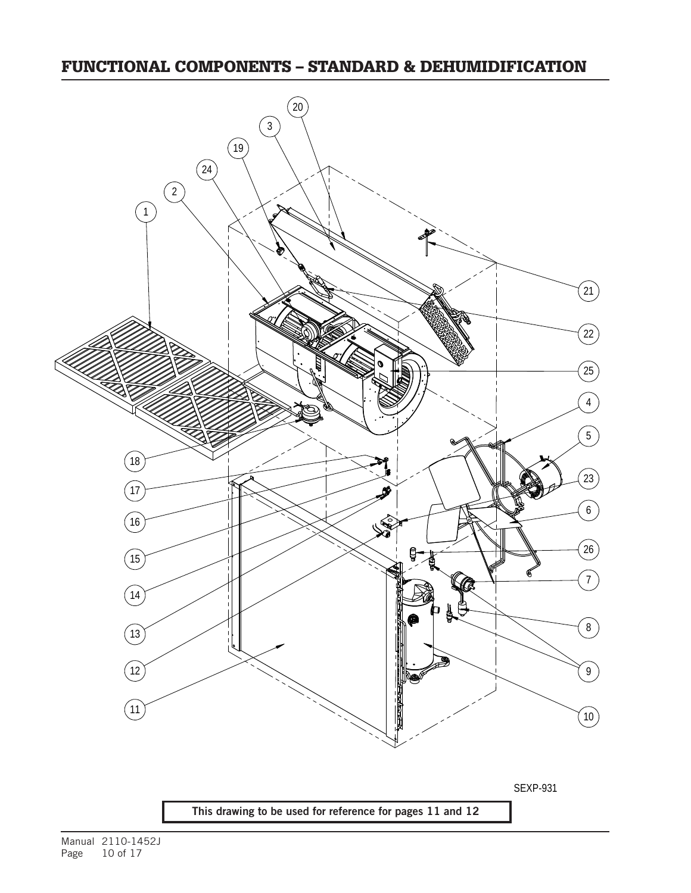# FUNCTIONAL COMPONENTS – STANDARD & DEHUMIDIFICATION

1 2 24 19 3 20 21 22 25 4 5 23 6 26 7 8 9 10 11 12 13 14 15 16 17 18

SEXP-931

**This drawing to be used for reference for pages 11 and 12**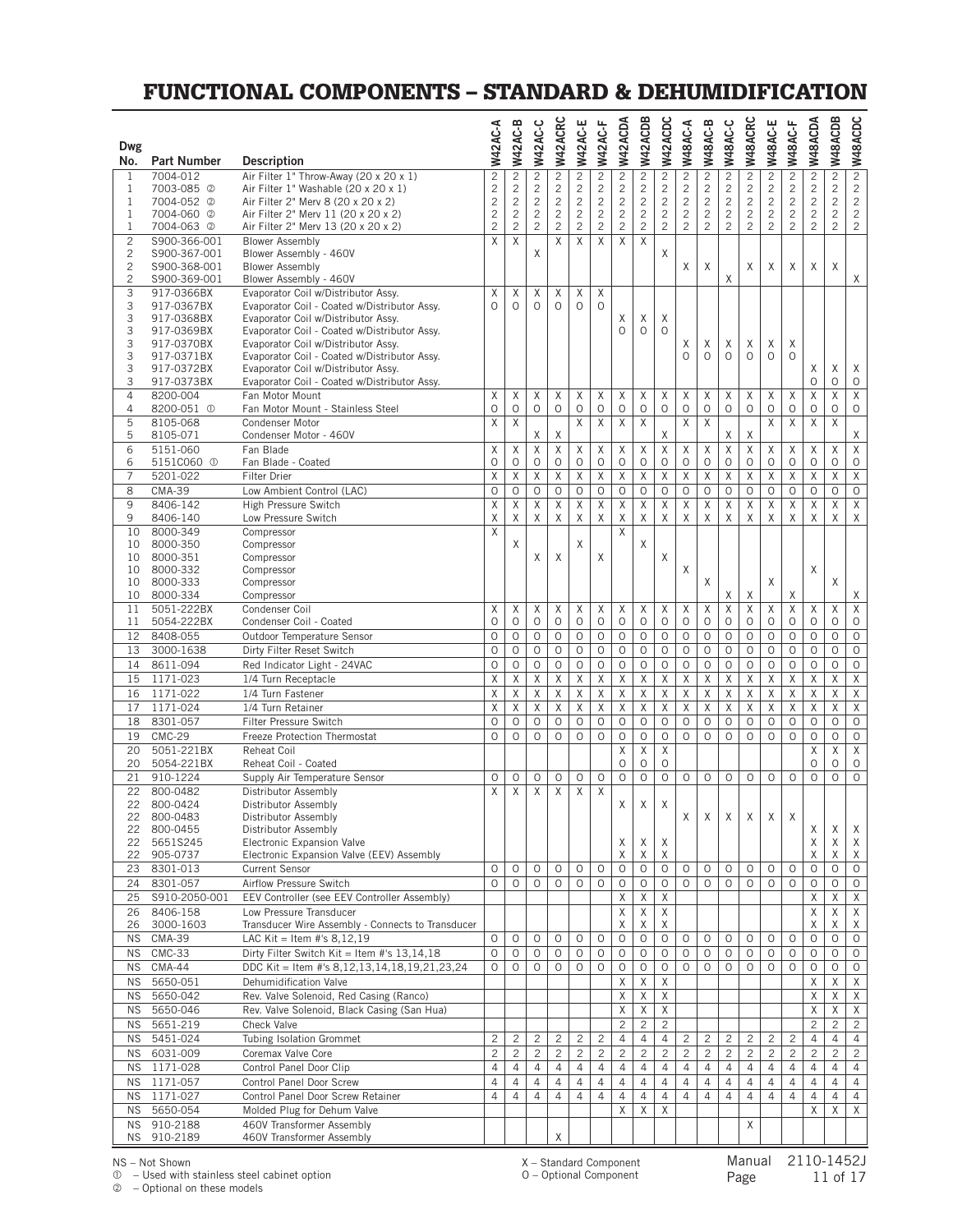# FUNCTIONAL COMPONENTS – STANDARD & DEHUMIDIFICATION

| Dwg No. | Part Number | Description | W42AC-A | W42AC-B | W42AC-C | W42ACRC | W42AC-E | W42AC-F | W42ACDA | W42ACDB | W42ACDC | W48AC-A | W48AC-B | W48AC-C | W48ACRC | W48AC-E | W48AC-F | W48ACDA | W48ACDB | W48ACDC |
|---|---|---|---|---|---|---|---|---|---|---|---|---|---|---|---|---|---|---|---|---|
| 1 | 7004-012 | Air Filter 1" Throw-Away (20 x 20 x 1) | 2 | 2 | 2 | 2 | 2 | 2 | 2 | 2 | 2 | 2 | 2 | 2 | 2 | 2 | 2 | 2 | 2 | 2 |
| 1 | 7003-085 ② | Air Filter 1" Washable (20 x 20 x 1) | 2 | 2 | 2 | 2 | 2 | 2 | 2 | 2 | 2 | 2 | 2 | 2 | 2 | 2 | 2 | 2 | 2 | 2 |
| 1 | 7004-052 ② | Air Filter 2" Merv 8 (20 x 20 x 2) | 2 | 2 | 2 | 2 | 2 | 2 | 2 | 2 | 2 | 2 | 2 | 2 | 2 | 2 | 2 | 2 | 2 | 2 |
| 1 | 7004-060 ② | Air Filter 2" Merv 11 (20 x 20 x 2) | 2 | 2 | 2 | 2 | 2 | 2 | 2 | 2 | 2 | 2 | 2 | 2 | 2 | 2 | 2 | 2 | 2 | 2 |
| 1 | 7004-063 ② | Air Filter 2" Merv 13 (20 x 20 x 2) | 2 | 2 | 2 | 2 | 2 | 2 | 2 | 2 | 2 | 2 | 2 | 2 | 2 | 2 | 2 | 2 | 2 | 2 |
| 2 | S900-366-001 | Blower Assembly | X | X | | X | X | X | X | X | | | | | | | | | | |
| 2 | S900-367-001 | Blower Assembly - 460V | | | X | | | | | | X | | | | | | | | | |
| 2 | S900-368-001 | Blower Assembly | | | | | | | | | | X | X | | X | X | X | X | X | |
| 2 | S900-369-001 | Blower Assembly - 460V | | | | | | | | | | | | X | | | | | | X |
| 3 | 917-0366BX | Evaporator Coil w/Distributor Assy. | X | X | X | X | X | X | | | | | | | | | | | | |
| 3 | 917-0367BX | Evaporator Coil - Coated w/Distributor Assy. | O | O | O | O | O | O | | | | | | | | | | | | |
| 3 | 917-0368BX | Evaporator Coil w/Distributor Assy. | | | | | | | X | X | X | | | | | | | | | |
| 3 | 917-0369BX | Evaporator Coil - Coated w/Distributor Assy. | | | | | | | O | O | O | | | | | | | | | |
| 3 | 917-0370BX | Evaporator Coil w/Distributor Assy. | | | | | | | | | | X | X | X | X | X | X | | | |
| 3 | 917-0371BX | Evaporator Coil - Coated w/Distributor Assy. | | | | | | | | | | O | O | O | O | O | O | | | |
| 3 | 917-0372BX | Evaporator Coil w/Distributor Assy. | | | | | | | | | | | | | | | | X | X | X |
| 3 | 917-0373BX | Evaporator Coil - Coated w/Distributor Assy. | | | | | | | | | | | | | | | | O | O | O |
| 4 | 8200-004 | Fan Motor Mount | X | X | X | X | X | X | X | X | X | X | X | X | X | X | X | X | X | X |
| 4 | 8200-051 ① | Fan Motor Mount - Stainless Steel | O | O | O | O | O | O | O | O | O | O | O | O | O | O | O | O | O | O |
| 5 | 8105-068 | Condenser Motor | X | X | | | X | X | X | X | | X | X | | | X | X | X | X | |
| 5 | 8105-071 | Condenser Motor - 460V | | | X | X | | | | | X | | | X | X | | | | | X |
| 6 | 5151-060 | Fan Blade | X | X | X | X | X | X | X | X | X | X | X | X | X | X | X | X | X | X |
| 6 | 5151C060 ① | Fan Blade - Coated | O | O | O | O | O | O | O | O | O | O | O | O | O | O | O | O | O | O |
| 7 | 5201-022 | Filter Drier | X | X | X | X | X | X | X | X | X | X | X | X | X | X | X | X | X | X |
| 8 | CMA-39 | Low Ambient Control (LAC) | O | O | O | O | O | O | O | O | O | O | O | O | O | O | O | O | O | O |
| 9 | 8406-142 | High Pressure Switch | X | X | X | X | X | X | X | X | X | X | X | X | X | X | X | X | X | X |
| 9 | 8406-140 | Low Pressure Switch | X | X | X | X | X | X | X | X | X | X | X | X | X | X | X | X | X | X |
| 10 | 8000-349 | Compressor | X | | | | | | X | | | | | | | | | | | |
| 10 | 8000-350 | Compressor | | X | | | X | | | X | | | | | | | | | | |
| 10 | 8000-351 | Compressor | | | X | X | | X | | | X | | | | | | | | | |
| 10 | 8000-332 | Compressor | | | | | | | | | | X | | | | | | X | | |
| 10 | 8000-333 | Compressor | | | | | | | | | | | X | | | X | | | X | |
| 10 | 8000-334 | Compressor | | | | | | | | | | | | X | X | | X | | | X |
| 11 | 5051-222BX | Condenser Coil | X | X | X | X | X | X | X | X | X | X | X | X | X | X | X | X | X | X |
| 11 | 5054-222BX | Condenser Coil - Coated | O | O | O | O | O | O | O | O | O | O | O | O | O | O | O | O | O | O |
| 12 | 8408-055 | Outdoor Temperature Sensor | O | O | O | O | O | O | O | O | O | O | O | O | O | O | O | O | O | O |
| 13 | 3000-1638 | Dirty Filter Reset Switch | O | O | O | O | O | O | O | O | O | O | O | O | O | O | O | O | O | O |
| 14 | 8611-094 | Red Indicator Light - 24VAC | O | O | O | O | O | O | O | O | O | O | O | O | O | O | O | O | O | O |
| 15 | 1171-023 | 1/4 Turn Receptacle | X | X | X | X | X | X | X | X | X | X | X | X | X | X | X | X | X | X |
| 16 | 1171-022 | 1/4 Turn Fastener | X | X | X | X | X | X | X | X | X | X | X | X | X | X | X | X | X | X |
| 17 | 1171-024 | 1/4 Turn Retainer | X | X | X | X | X | X | X | X | X | X | X | X | X | X | X | X | X | X |
| 18 | 8301-057 | Filter Pressure Switch | O | O | O | O | O | O | O | O | O | O | O | O | O | O | O | O | O | O |
| 19 | CMC-29 | Freeze Protection Thermostat | O | O | O | O | O | O | O | O | O | O | O | O | O | O | O | O | O | O |
| 20 | 5051-221BX | Reheat Coil | | | | | | | X | X | X | | | | | | | X | X | X |
| 20 | 5054-221BX | Reheat Coil - Coated | | | | | | | O | O | O | | | | | | | O | O | O |
| 21 | 910-1224 | Supply Air Temperature Sensor | O | O | O | O | O | O | O | O | O | O | O | O | O | O | O | O | O | O |
| 22 | 800-0482 | Distributor Assembly | X | X | X | X | X | X | | | | | | | | | | | | |
| 22 | 800-0424 | Distributor Assembly | | | | | | | X | X | X | | | | | | | | | |
| 22 | 800-0483 | Distributor Assembly | | | | | | | | | | X | X | X | X | X | X | | | |
| 22 | 800-0455 | Distributor Assembly | | | | | | | | | | | | | | | | X | X | X |
| 22 | 5651S245 | Electronic Expansion Valve | | | | | | | X | X | X | | | | | | | X | X | X |
| 22 | 905-0737 | Electronic Expansion Valve (EEV) Assembly | | | | | | | X | X | X | | | | | | | X | X | X |
| 23 | 8301-013 | Current Sensor | O | O | O | O | O | O | O | O | O | O | O | O | O | O | O | O | O | O |
| 24 | 8301-057 | Airflow Pressure Switch | O | O | O | O | O | O | O | O | O | O | O | O | O | O | O | O | O | O |
| 25 | S910-2050-001 | EEV Controller (see EEV Controller Assembly) | | | | | | | X | X | X | | | | | | | X | X | X |
| 26 | 8406-158 | Low Pressure Transducer | | | | | | | X | X | X | | | | | | | X | X | X |
| 26 | 3000-1603 | Transducer Wire Assembly - Connects to Transducer | | | | | | | X | X | X | | | | | | | X | X | X |
| NS | CMA-39 | LAC Kit = Item #'s 8,12,19 | O | O | O | O | O | O | O | O | O | O | O | O | O | O | O | O | O | O |
| NS | CMC-33 | Dirty Filter Switch Kit = Item #'s 13,14,18 | O | O | O | O | O | O | O | O | O | O | O | O | O | O | O | O | O | O |
| NS | CMA-44 | DDC Kit = Item #'s 8,12,13,14,18,19,21,23,24 | O | O | O | O | O | O | O | O | O | O | O | O | O | O | O | O | O | O |
| NS | 5650-051 | Dehumidification Valve | | | | | | | X | X | X | | | | | | | X | X | X |
| NS | 5650-042 | Rev. Valve Solenoid, Red Casing (Ranco) | | | | | | | X | X | X | | | | | | | X | X | X |
| NS | 5650-046 | Rev. Valve Solenoid, Black Casing (San Hua) | | | | | | | X | X | X | | | | | | | X | X | X |
| NS | 5651-219 | Check Valve | | | | | | | 2 | 2 | 2 | | | | | | | 2 | 2 | 2 |
| NS | 5451-024 | Tubing Isolation Grommet | 2 | 2 | 2 | 2 | 2 | 2 | 4 | 4 | 4 | 2 | 2 | 2 | 2 | 2 | 2 | 4 | 4 | 4 |
| NS | 6031-009 | Coremax Valve Core | 2 | 2 | 2 | 2 | 2 | 2 | 2 | 2 | 2 | 2 | 2 | 2 | 2 | 2 | 2 | 2 | 2 | 2 |
| NS | 1171-028 | Control Panel Door Clip | 4 | 4 | 4 | 4 | 4 | 4 | 4 | 4 | 4 | 4 | 4 | 4 | 4 | 4 | 4 | 4 | 4 | 4 |
| NS | 1171-057 | Control Panel Door Screw | 4 | 4 | 4 | 4 | 4 | 4 | 4 | 4 | 4 | 4 | 4 | 4 | 4 | 4 | 4 | 4 | 4 | 4 |
| NS | 1171-027 | Control Panel Door Screw Retainer | 4 | 4 | 4 | 4 | 4 | 4 | 4 | 4 | 4 | 4 | 4 | 4 | 4 | 4 | 4 | 4 | 4 | 4 |
| NS | 5650-054 | Molded Plug for Dehum Valve | | | | | | | X | X | X | | | | | | | X | X | X |
| NS | 910-2188 | 460V Transformer Assembly | | | | | | | | | | | | | X | | | | | |
| NS | 910-2189 | 460V Transformer Assembly | | | | X | | | | | | | | | | | | | | |

NS – Not Shown
① – Used with stainless steel cabinet option
② – Optional on these models

X – Standard Component
O – Optional Component

Manual 2110-1452J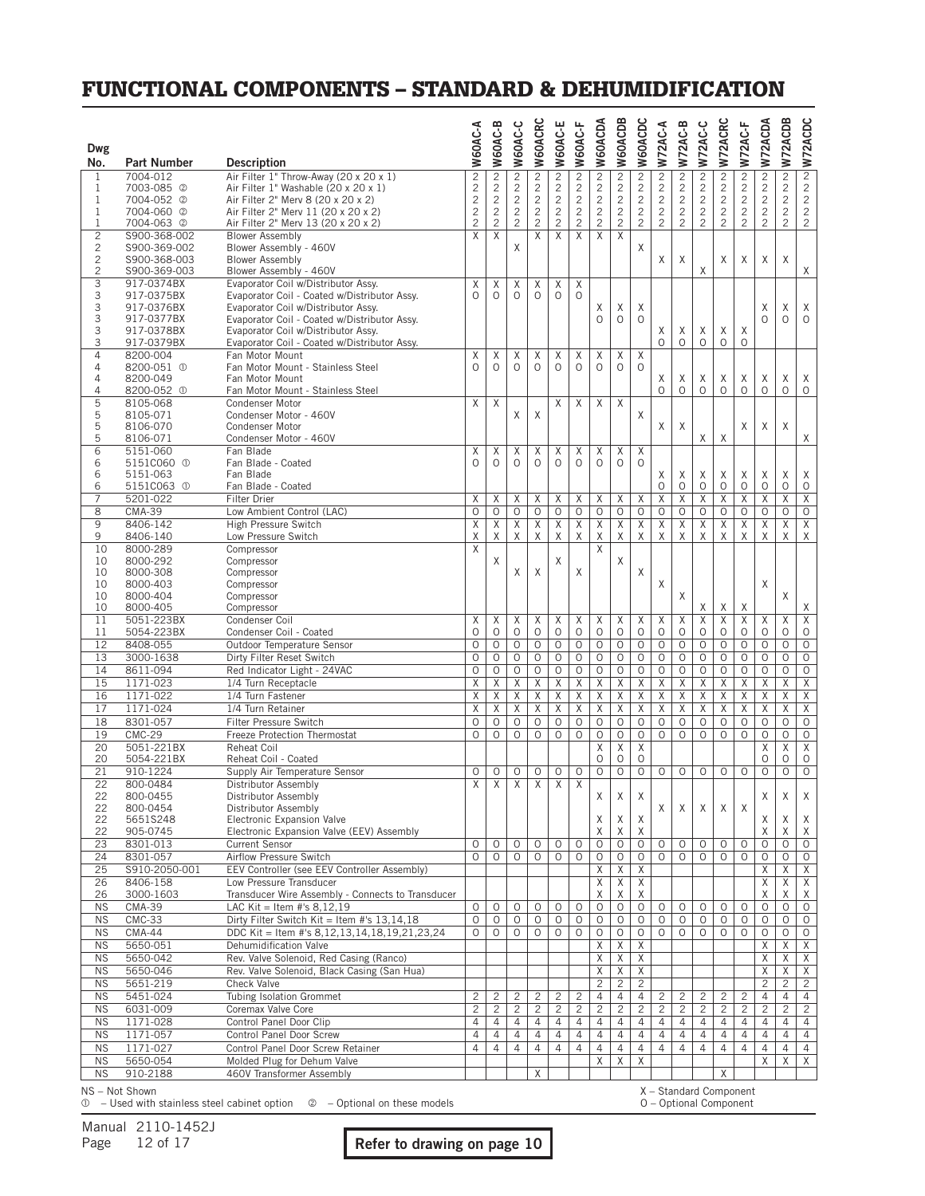# FUNCTIONAL COMPONENTS – STANDARD & DEHUMIDIFICATION

| Dwg No. | Part Number | Description | W60AC-A | W60AC-B | W60AC-C | W60ACRC | W60AC-E | W60AC-F | W60ACDA | W60ACDB | W60ACDC | W72AC-A | W72AC-B | W72AC-C | W72ACRC | W72AC-F | W72ACDA | W72ACDB | W72ACDC |
|---|---|---|---|---|---|---|---|---|---|---|---|---|---|---|---|---|---|---|---|
| 1 | 7004-012 | Air Filter 1" Throw-Away (20 x 20 x 1) | 2 | 2 | 2 | 2 | 2 | 2 | 2 | 2 | 2 | 2 | 2 | 2 | 2 | 2 | 2 | 2 | 2 |
| 1 | 7003-085 ② | Air Filter 1" Washable (20 x 20 x 1) | 2 | 2 | 2 | 2 | 2 | 2 | 2 | 2 | 2 | 2 | 2 | 2 | 2 | 2 | 2 | 2 | 2 |
| 1 | 7004-052 ② | Air Filter 2" Merv 8 (20 x 20 x 2) | 2 | 2 | 2 | 2 | 2 | 2 | 2 | 2 | 2 | 2 | 2 | 2 | 2 | 2 | 2 | 2 | 2 |
| 1 | 7004-060 ② | Air Filter 2" Merv 11 (20 x 20 x 2) | 2 | 2 | 2 | 2 | 2 | 2 | 2 | 2 | 2 | 2 | 2 | 2 | 2 | 2 | 2 | 2 | 2 |
| 1 | 7004-063 ② | Air Filter 2" Merv 13 (20 x 20 x 2) | 2 | 2 | 2 | 2 | 2 | 2 | 2 | 2 | 2 | 2 | 2 | 2 | 2 | 2 | 2 | 2 | 2 |
| 2 | S900-368-002 | Blower Assembly | X | X | | X | X | X | X | X | | | | | | | | | |
| 2 | S900-369-002 | Blower Assembly - 460V | | | X | | | | | | X | | | | | | | | |
| 2 | S900-368-003 | Blower Assembly | | | | | | | | | | X | X | | X | X | X | X | |
| 2 | S900-369-003 | Blower Assembly - 460V | | | | | | | | | | | | X | | | | | X |
| 3 | 917-0374BX | Evaporator Coil w/Distributor Assy. | X | X | X | X | X | X | | | | | | | | | | | |
| 3 | 917-0375BX | Evaporator Coil - Coated w/Distributor Assy. | O | O | O | O | O | O | | | | | | | | | | | |
| 3 | 917-0376BX | Evaporator Coil w/Distributor Assy. | | | | | | | X | X | X | | | | | | X | X | X |
| 3 | 917-0377BX | Evaporator Coil - Coated w/Distributor Assy. | | | | | | | O | O | O | | | | | | O | O | O |
| 3 | 917-0378BX | Evaporator Coil w/Distributor Assy. | | | | | | | | | | X | X | X | X | X | | | |
| 3 | 917-0379BX | Evaporator Coil - Coated w/Distributor Assy. | | | | | | | | | | O | O | O | O | O | | | |
| 4 | 8200-004 | Fan Motor Mount | X | X | X | X | X | X | X | X | X | | | | | | | | |
| 4 | 8200-051 ① | Fan Motor Mount - Stainless Steel | O | O | O | O | O | O | O | O | O | | | | | | | | |
| 4 | 8200-049 | Fan Motor Mount | | | | | | | | | | X | X | X | X | X | X | X | X |
| 4 | 8200-052 ① | Fan Motor Mount - Stainless Steel | | | | | | | | | | O | O | O | O | O | O | O | O |
| 5 | 8105-068 | Condenser Motor | X | X | | | X | X | X | X | | | | | | | | | |
| 5 | 8105-071 | Condenser Motor - 460V | | | X | X | | | | | X | | | | | | | | |
| 5 | 8106-070 | Condenser Motor | | | | | | | | | | X | X | | | X | X | X | |
| 5 | 8106-071 | Condenser Motor - 460V | | | | | | | | | | | | X | X | | | | X |
| 6 | 5151-060 | Fan Blade | X | X | X | X | X | X | X | X | X | | | | | | | | |
| 6 | 5151C060 ① | Fan Blade - Coated | O | O | O | O | O | O | O | O | O | | | | | | | | |
| 6 | 5151-063 | Fan Blade | | | | | | | | | | X | X | X | X | X | X | X | X |
| 6 | 5151C063 ① | Fan Blade - Coated | | | | | | | | | | O | O | O | O | O | O | O | O |
| 7 | 5201-022 | Filter Drier | X | X | X | X | X | X | X | X | X | X | X | X | X | X | X | X | X |
| 8 | CMA-39 | Low Ambient Control (LAC) | O | O | O | O | O | O | O | O | O | O | O | O | O | O | O | O | O |
| 9 | 8406-142 | High Pressure Switch | X | X | X | X | X | X | X | X | X | X | X | X | X | X | X | X | X |
| 9 | 8406-140 | Low Pressure Switch | X | X | X | X | X | X | X | X | X | X | X | X | X | X | X | X | X |
| 10 | 8000-289 | Compressor | X | | | | | | X | | | | | | | | | | |
| 10 | 8000-292 | Compressor | | X | | | X | | | X | | | | | | | | | |
| 10 | 8000-308 | Compressor | | | X | X | | X | | | X | | | | | | | | |
| 10 | 8000-403 | Compressor | | | | | | | | | | X | | | | | X | | |
| 10 | 8000-404 | Compressor | | | | | | | | | | | X | | | | | X | |
| 10 | 8000-405 | Compressor | | | | | | | | | | | | X | X | X | | | X |
| 11 | 5051-223BX | Condenser Coil | X | X | X | X | X | X | X | X | X | X | X | X | X | X | X | X | X |
| 11 | 5054-223BX | Condenser Coil - Coated | O | O | O | O | O | O | O | O | O | O | O | O | O | O | O | O | O |
| 12 | 8408-055 | Outdoor Temperature Sensor | O | O | O | O | O | O | O | O | O | O | O | O | O | O | O | O | O |
| 13 | 3000-1638 | Dirty Filter Reset Switch | O | O | O | O | O | O | O | O | O | O | O | O | O | O | O | O | O |
| 14 | 8611-094 | Red Indicator Light - 24VAC | O | O | O | O | O | O | O | O | O | O | O | O | O | O | O | O | O |
| 15 | 1171-023 | 1/4 Turn Receptacle | X | X | X | X | X | X | X | X | X | X | X | X | X | X | X | X | X |
| 16 | 1171-022 | 1/4 Turn Fastener | X | X | X | X | X | X | X | X | X | X | X | X | X | X | X | X | X |
| 17 | 1171-024 | 1/4 Turn Retainer | X | X | X | X | X | X | X | X | X | X | X | X | X | X | X | X | X |
| 18 | 8301-057 | Filter Pressure Switch | O | O | O | O | O | O | O | O | O | O | O | O | O | O | O | O | O |
| 19 | CMC-29 | Freeze Protection Thermostat | O | O | O | O | O | O | O | O | O | O | O | O | O | O | O | O | O |
| 20 | 5051-221BX | Reheat Coil | | | | | | | X | X | X | | | | | | X | X | X |
| 20 | 5054-221BX | Reheat Coil - Coated | | | | | | | O | O | O | | | | | | O | O | O |
| 21 | 910-1224 | Supply Air Temperature Sensor | O | O | O | O | O | O | O | O | O | O | O | O | O | O | O | O | O |
| 22 | 800-0484 | Distributor Assembly | X | X | X | X | X | X | | | | | | | | | | | |
| 22 | 800-0455 | Distributor Assembly | | | | | | | X | X | X | | | | | | X | X | X |
| 22 | 800-0454 | Distributor Assembly | | | | | | | | | | X | X | X | X | X | | | |
| 22 | 5651S248 | Electronic Expansion Valve | | | | | | | X | X | X | | | | | | X | X | X |
| 22 | 905-0745 | Electronic Expansion Valve (EEV) Assembly | | | | | | | X | X | X | | | | | | X | X | X |
| 23 | 8301-013 | Current Sensor | O | O | O | O | O | O | O | O | O | O | O | O | O | O | O | O | O |
| 24 | 8301-057 | Airflow Pressure Switch | O | O | O | O | O | O | O | O | O | O | O | O | O | O | O | O | O |
| 25 | S910-2050-001 | EEV Controller (see EEV Controller Assembly) | | | | | | | X | X | X | | | | | | X | X | X |
| 26 | 8406-158 | Low Pressure Transducer | | | | | | | X | X | X | | | | | | X | X | X |
| 26 | 3000-1603 | Transducer Wire Assembly - Connects to Transducer | | | | | | | X | X | X | | | | | | X | X | X |
| NS | CMA-39 | LAC Kit = Item #'s 8,12,19 | O | O | O | O | O | O | O | O | O | O | O | O | O | O | O | O | O |
| NS | CMC-33 | Dirty Filter Switch Kit = Item #'s 13,14,18 | O | O | O | O | O | O | O | O | O | O | O | O | O | O | O | O | O |
| NS | CMA-44 | DDC Kit = Item #'s 8,12,13,14,18,19,21,23,24 | O | O | O | O | O | O | O | O | O | O | O | O | O | O | O | O | O |
| NS | 5650-051 | Dehumidification Valve | | | | | | | X | X | X | | | | | | X | X | X |
| NS | 5650-042 | Rev. Valve Solenoid, Red Casing (Ranco) | | | | | | | X | X | X | | | | | | X | X | X |
| NS | 5650-046 | Rev. Valve Solenoid, Black Casing (San Hua) | | | | | | | X | X | X | | | | | | X | X | X |
| NS | 5651-219 | Check Valve | | | | | | | 2 | 2 | 2 | | | | | | 2 | 2 | 2 |
| NS | 5451-024 | Tubing Isolation Grommet | 2 | 2 | 2 | 2 | 2 | 2 | 4 | 4 | 4 | 2 | 2 | 2 | 2 | 2 | 4 | 4 | 4 |
| NS | 6031-009 | Coremax Valve Core | 2 | 2 | 2 | 2 | 2 | 2 | 2 | 2 | 2 | 2 | 2 | 2 | 2 | 2 | 2 | 2 | 2 |
| NS | 1171-028 | Control Panel Door Clip | 4 | 4 | 4 | 4 | 4 | 4 | 4 | 4 | 4 | 4 | 4 | 4 | 4 | 4 | 4 | 4 | 4 |
| NS | 1171-057 | Control Panel Door Screw | 4 | 4 | 4 | 4 | 4 | 4 | 4 | 4 | 4 | 4 | 4 | 4 | 4 | 4 | 4 | 4 | 4 |
| NS | 1171-027 | Control Panel Door Screw Retainer | 4 | 4 | 4 | 4 | 4 | 4 | 4 | 4 | 4 | 4 | 4 | 4 | 4 | 4 | 4 | 4 | 4 |
| NS | 5650-054 | Molded Plug for Dehum Valve | | | | | | | X | X | X | | | | | | X | X | X |
| NS | 910-2188 | 460V Transformer Assembly | | | | X | | | | | | | | | X | | | | |

NS – Not Shown
① – Used with stainless steel cabinet option ② – Optional on these models

X – Standard Component
O – Optional Component

**Refer to drawing on page 10**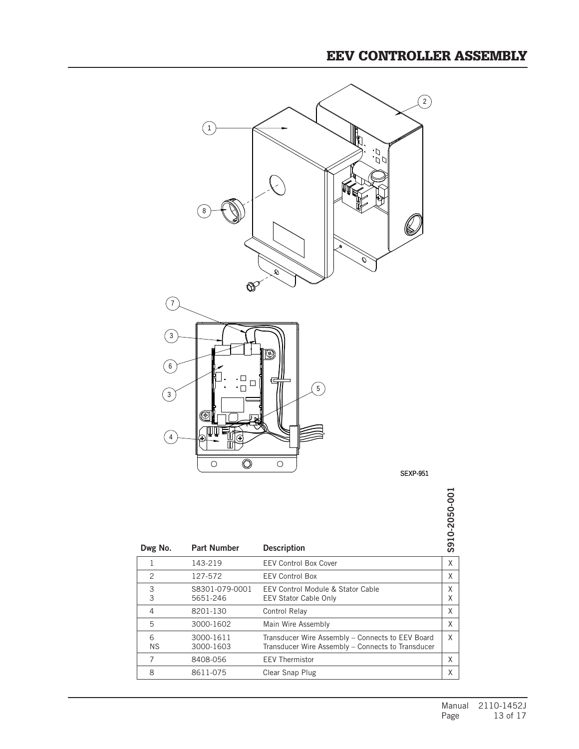# EEV CONTROLLER ASSEMBLY

SEXP-951

| Dwg No. | Part Number | Description | S910-2050-001 |
|---|---|---|---|
| 1 | 143-219 | EEV Control Box Cover | X |
| 2 | 127-572 | EEV Control Box | X |
| 3<br>3 | S8301-079-0001<br>5651-246 | EEV Control Module & Stator Cable<br>EEV Stator Cable Only | X<br>X |
| 4 | 8201-130 | Control Relay | X |
| 5 | 3000-1602 | Main Wire Assembly | X |
| 6<br>NS | 3000-1611<br>3000-1603 | Transducer Wire Assembly – Connects to EEV Board<br>Transducer Wire Assembly – Connects to Transducer | X |
| 7 | 8408-056 | EEV Thermistor | X |
| 8 | 8611-075 | Clear Snap Plug | X |

Manual 2110-1452J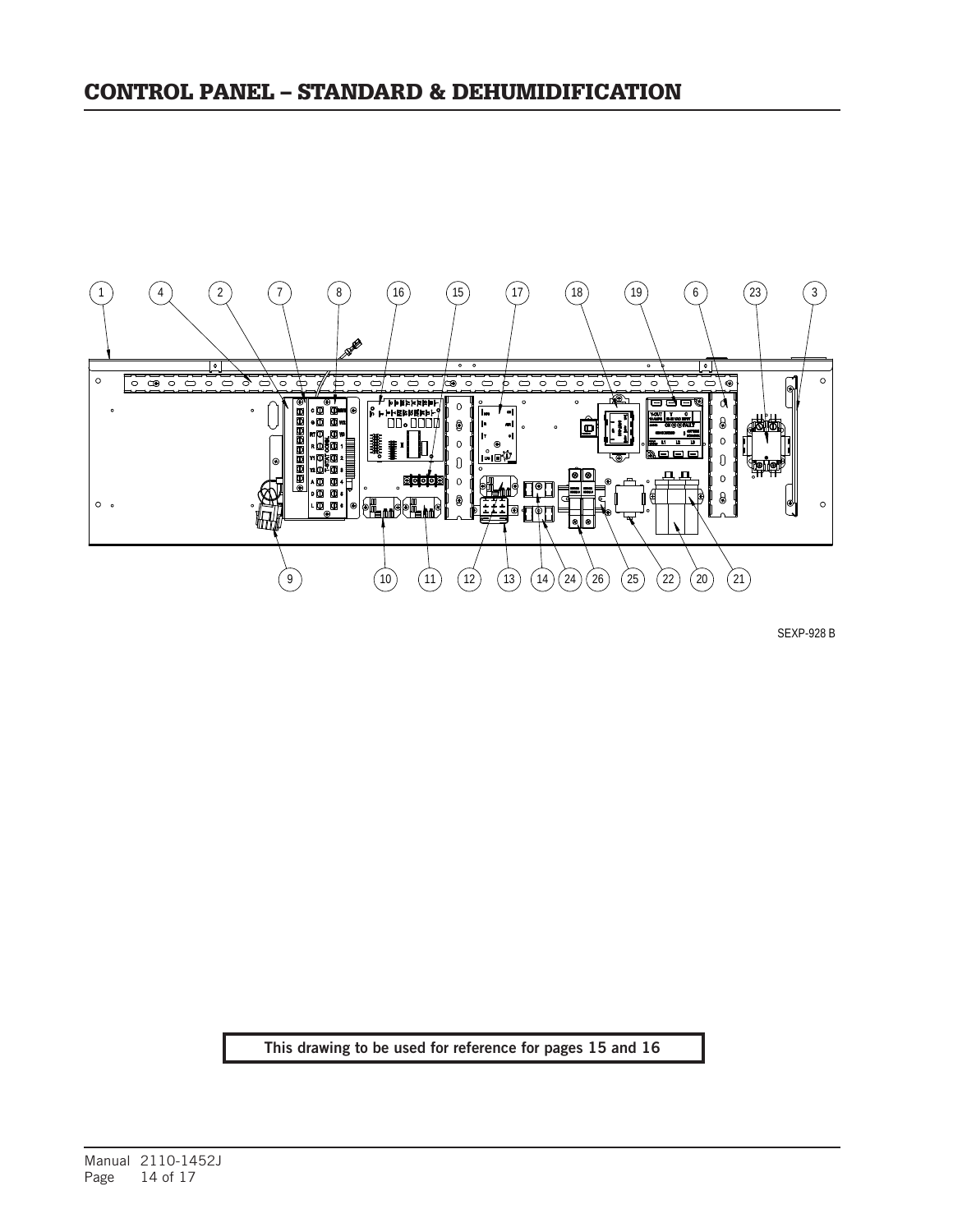# CONTROL PANEL – STANDARD & DEHUMIDIFICATION

SEXP-928 B

**This drawing to be used for reference for pages 15 and 16**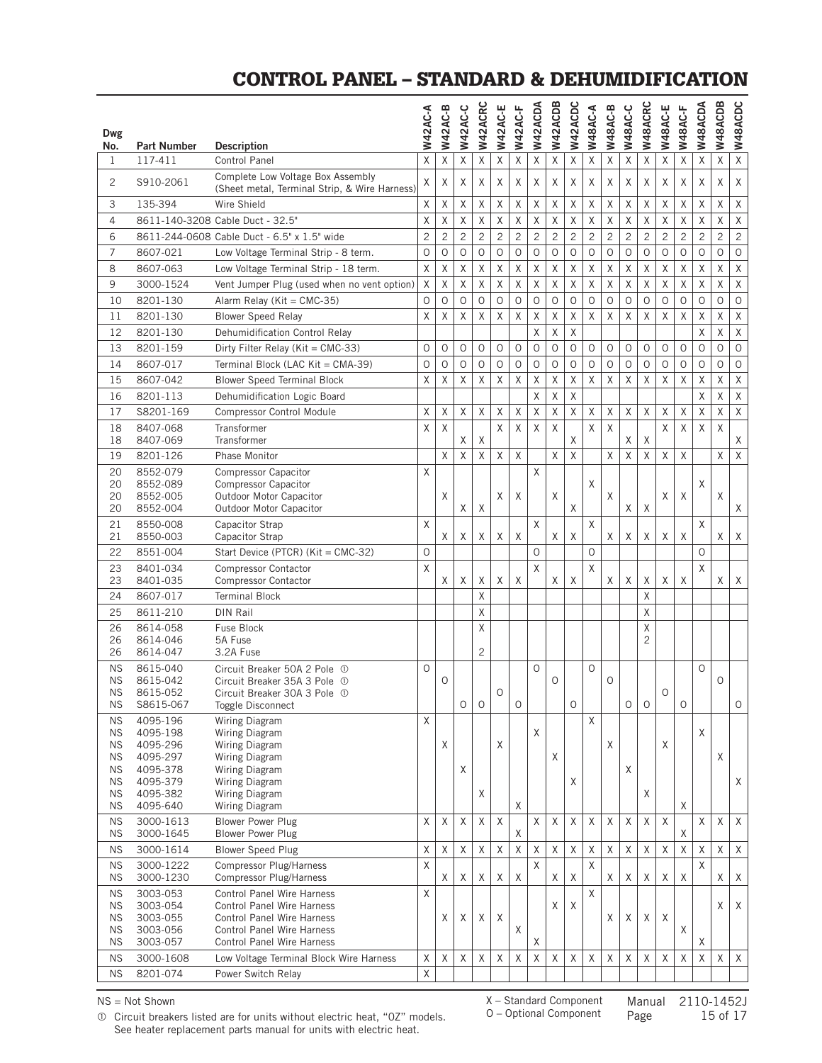| Dwg No. | Part Number | Description | W42AC-A | W42AC-B | W42AC-C | W42ACRC | W42AC-E | W42AC-F | W42ACDA | W42ACDB | W42ACDC | W48AC-A | W48AC-B | W48AC-C | W48ACRC | W48AC-E | W48AC-F | W48ACDA | W48ACDB | W48ACDC |
|---|---|---|---|---|---|---|---|---|---|---|---|---|---|---|---|---|---|---|---|---|
| 1 | 117-411 | Control Panel | X | X | X | X | X | X | X | X | X | X | X | X | X | X | X | X | X | X |
| 2 | S910-2061 | Complete Low Voltage Box Assembly (Sheet metal, Terminal Strip, & Wire Harness) | X | X | X | X | X | X | X | X | X | X | X | X | X | X | X | X | X | X |
| 3 | 135-394 | Wire Shield | X | X | X | X | X | X | X | X | X | X | X | X | X | X | X | X | X | X |
| 4 | 8611-140-3208 | Cable Duct - 32.5" | X | X | X | X | X | X | X | X | X | X | X | X | X | X | X | X | X | X |
| 6 | 8611-244-0608 | Cable Duct - 6.5" x 1.5" wide | 2 | 2 | 2 | 2 | 2 | 2 | 2 | 2 | 2 | 2 | 2 | 2 | 2 | 2 | 2 | 2 | 2 | 2 |
| 7 | 8607-021 | Low Voltage Terminal Strip - 8 term. | O | O | O | O | O | O | O | O | O | O | O | O | O | O | O | O | O | O |
| 8 | 8607-063 | Low Voltage Terminal Strip - 18 term. | X | X | X | X | X | X | X | X | X | X | X | X | X | X | X | X | X | X |
| 9 | 3000-1524 | Vent Jumper Plug (used when no vent option) | X | X | X | X | X | X | X | X | X | X | X | X | X | X | X | X | X | X |
| 10 | 8201-130 | Alarm Relay (Kit = CMC-35) | O | O | O | O | O | O | O | O | O | O | O | O | O | O | O | O | O | O |
| 11 | 8201-130 | Blower Speed Relay | X | X | X | X | X | X | X | X | X | X | X | X | X | X | X | X | X | X |
| 12 | 8201-130 | Dehumidification Control Relay | | | | | | | X | X | X | | | | | | | X | X | X |
| 13 | 8201-159 | Dirty Filter Relay (Kit = CMC-33) | O | O | O | O | O | O | O | O | O | O | O | O | O | O | O | O | O | O |
| 14 | 8607-017 | Terminal Block (LAC Kit = CMA-39) | O | O | O | O | O | O | O | O | O | O | O | O | O | O | O | O | O | O |
| 15 | 8607-042 | Blower Speed Terminal Block | X | X | X | X | X | X | X | X | X | X | X | X | X | X | X | X | X | X |
| 16 | 8201-113 | Dehumidification Logic Board | | | | | | | X | X | X | | | | | | | X | X | X |
| 17 | S8201-169 | Compressor Control Module | X | X | X | X | X | X | X | X | X | X | X | X | X | X | X | X | X | X |
| 18 | 8407-068 | Transformer | X | X | | | X | X | X | X | | X | X | | | X | X | X | X | |
| 18 | 8407-069 | Transformer | | | X | X | | | | | X | | | X | X | | | | | X |
| 19 | 8201-126 | Phase Monitor | | X | X | X | X | X | | X | X | | X | X | X | X | X | | X | X |
| 20 | 8552-079 | Compressor Capacitor | X | | | | | | X | | | X | | | | | | | | |
| 20 | 8552-089 | Compressor Capacitor | | | | | | | | | | | | | | | | X | | |
| 20 | 8552-005 | Outdoor Motor Capacitor | | X | | | X | X | | X | | | X | | | X | X | | X | |
| 20 | 8552-004 | Outdoor Motor Capacitor | | | X | X | | | | | X | | | X | X | | | | | X |
| 21 | 8550-008 | Capacitor Strap | X | | | | | | X | | | X | | | | | | X | | |
| 21 | 8550-003 | Capacitor Strap | | X | X | X | X | X | | X | X | | X | X | X | X | X | | X | X |
| 22 | 8551-004 | Start Device (PTCR) (Kit = CMC-32) | O | | | | | | O | | | O | | | | | | O | | |
| 23 | 8401-034 | Compressor Contactor | X | | | | | | X | | | X | | | | | | X | | |
| 23 | 8401-035 | Compressor Contactor | | X | X | X | X | X | | X | X | | X | X | X | X | X | | X | X |
| 24 | 8607-017 | Terminal Block | | | | X | | | | | | | | | X | | | | | |
| 25 | 8611-210 | DIN Rail | | | | X | | | | | | | | | X | | | | | |
| 26 | 8614-058 | Fuse Block | | | | X | | | | | | | | | X | | | | | |
| 26 | 8614-046 | 5A Fuse | | | | | | | | | | | | | 2 | | | | | |
| 26 | 8614-047 | 3.2A Fuse | | | | 2 | | | | | | | | | | | | | | |
| NS | 8615-040 | Circuit Breaker 50A 2 Pole ① | O | | | | | | O | | | O | | | | | | O | | |
| NS | 8615-042 | Circuit Breaker 35A 3 Pole ① | | O | | | | | | O | | | O | | | | | | O | |
| NS | 8615-052 | Circuit Breaker 30A 3 Pole ① | | | | | O | | | | | | | | | O | | | | |
| NS | S8615-067 | Toggle Disconnect | | | O | O | | O | | | O | | | O | O | | O | | | O |
| NS | 4095-196 | Wiring Diagram | X | | | | | | | | | X | | | | | | | | |
| NS | 4095-198 | Wiring Diagram | | | | | | | X | | | | | | | | | X | | |
| NS | 4095-296 | Wiring Diagram | | X | | | X | | | | | | X | | | X | | | | |
| NS | 4095-297 | Wiring Diagram | | | | | | | | X | | | | | | | | | X | |
| NS | 4095-378 | Wiring Diagram | | | X | | | | | | | | | X | | | | | | |
| NS | 4095-379 | Wiring Diagram | | | | | | | | | X | | | | | | | | | X |
| NS | 4095-382 | Wiring Diagram | | | | X | | | | | | | | | X | | | | | |
| NS | 4095-640 | Wiring Diagram | | | | | | X | | | | | | | | | X | | | |
| NS | 3000-1613 | Blower Power Plug | X | X | X | X | X | | X | X | X | X | X | X | X | X | | X | X | X |
| NS | 3000-1645 | Blower Power Plug | | | | | | X | | | | | | | | | X | | | |
| NS | 3000-1614 | Blower Speed Plug | X | X | X | X | X | X | X | X | X | X | X | X | X | X | X | X | X | X |
| NS | 3000-1222 | Compressor Plug/Harness | X | | | | | | X | | | X | | | | | | X | | |
| NS | 3000-1230 | Compressor Plug/Harness | | X | X | X | X | X | | X | X | | X | X | X | X | X | | X | X |
| NS | 3003-053 | Control Panel Wire Harness | X | | | | | | | | | X | | | | | | | | |
| NS | 3003-054 | Control Panel Wire Harness | | | | | | | | X | X | | | | | | | | X | X |
| NS | 3003-055 | Control Panel Wire Harness | | X | X | X | X | | | | | | X | X | X | X | | | | |
| NS | 3003-056 | Control Panel Wire Harness | | | | | | X | | | | | | | | | X | | | |
| NS | 3003-057 | Control Panel Wire Harness | | | | | | | X | | | | | | | | | X | | |
| NS | 3000-1608 | Low Voltage Terminal Block Wire Harness | X | X | X | X | X | X | X | X | X | X | X | X | X | X | X | X | X | X |
| NS | 8201-074 | Power Switch Relay | X | | | | | | | | | | | | | | | | | |

NS = Not Shown

① Circuit breakers listed are for units without electric heat, "OZ" models. See heater replacement parts manual for units with electric heat.

X – Standard Component
O – Optional Component

Manual 2110-1452J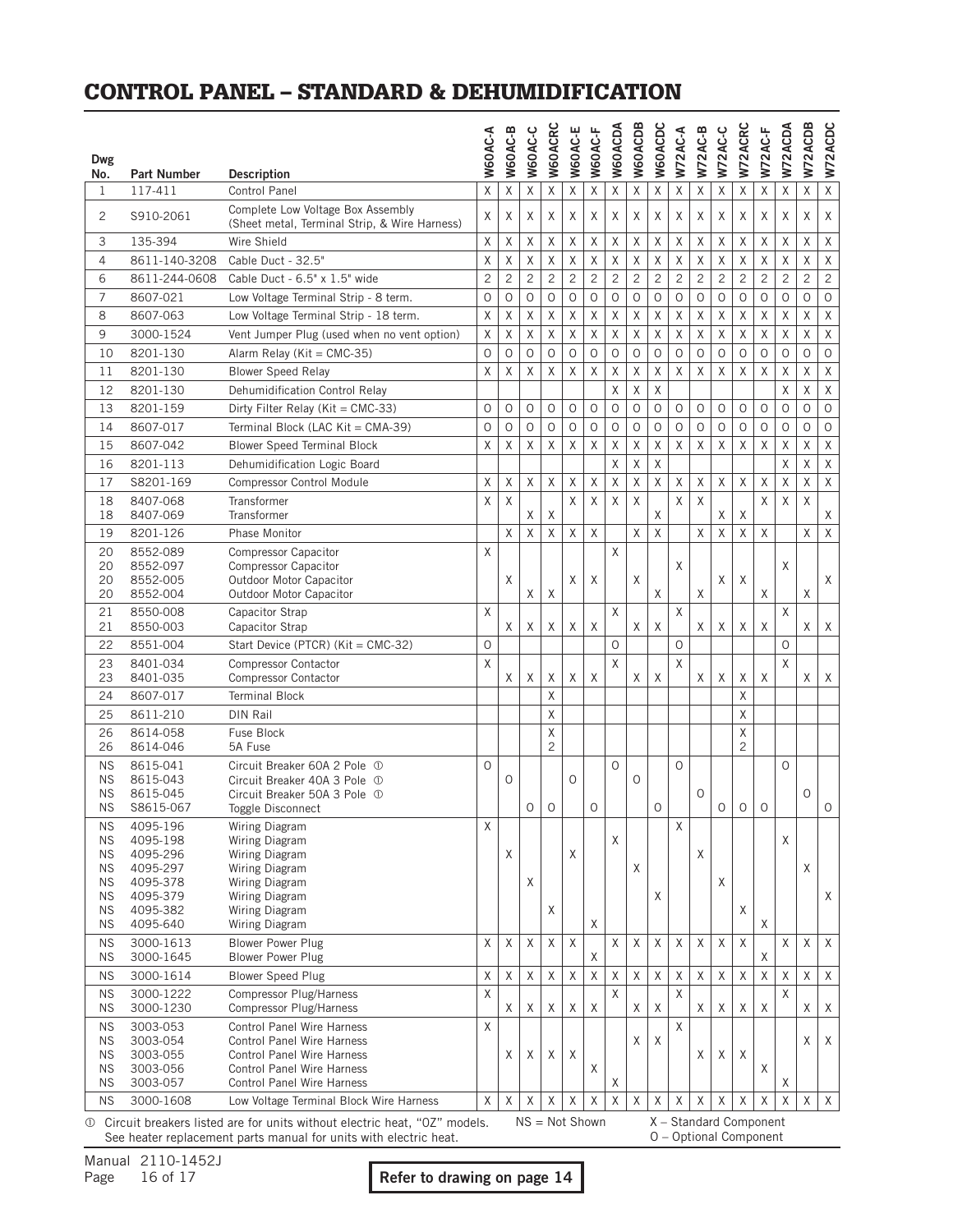# CONTROL PANEL – STANDARD & DEHUMIDIFICATION

| Dwg No. | Part Number | Description | W60AC-A | W60AC-B | W60AC-C | W60ACRC | W60AC-E | W60AC-F | W60ACDA | W60ACDB | W60ACDC | W72AC-A | W72AC-B | W72AC-C | W72ACRC | W72AC-F | W72ACDA | W72ACDB | W72ACDC |
|---|---|---|---|---|---|---|---|---|---|---|---|---|---|---|---|---|---|---|---|
| 1 | 117-411 | Control Panel | X | X | X | X | X | X | X | X | X | X | X | X | X | X | X | X | X |
| 2 | S910-2061 | Complete Low Voltage Box Assembly (Sheet metal, Terminal Strip, & Wire Harness) | X | X | X | X | X | X | X | X | X | X | X | X | X | X | X | X | X |
| 3 | 135-394 | Wire Shield | X | X | X | X | X | X | X | X | X | X | X | X | X | X | X | X | X |
| 4 | 8611-140-3208 | Cable Duct - 32.5" | X | X | X | X | X | X | X | X | X | X | X | X | X | X | X | X | X |
| 6 | 8611-244-0608 | Cable Duct - 6.5" x 1.5" wide | 2 | 2 | 2 | 2 | 2 | 2 | 2 | 2 | 2 | 2 | 2 | 2 | 2 | 2 | 2 | 2 | 2 |
| 7 | 8607-021 | Low Voltage Terminal Strip - 8 term. | O | O | O | O | O | O | O | O | O | O | O | O | O | O | O | O | O |
| 8 | 8607-063 | Low Voltage Terminal Strip - 18 term. | X | X | X | X | X | X | X | X | X | X | X | X | X | X | X | X | X |
| 9 | 3000-1524 | Vent Jumper Plug (used when no vent option) | X | X | X | X | X | X | X | X | X | X | X | X | X | X | X | X | X |
| 10 | 8201-130 | Alarm Relay (Kit = CMC-35) | O | O | O | O | O | O | O | O | O | O | O | O | O | O | O | O | O |
| 11 | 8201-130 | Blower Speed Relay | X | X | X | X | X | X | X | X | X | X | X | X | X | X | X | X | X |
| 12 | 8201-130 | Dehumidification Control Relay | | | | | | | X | X | X | | | | | | X | X | X |
| 13 | 8201-159 | Dirty Filter Relay (Kit = CMC-33) | O | O | O | O | O | O | O | O | O | O | O | O | O | O | O | O | O |
| 14 | 8607-017 | Terminal Block (LAC Kit = CMA-39) | O | O | O | O | O | O | O | O | O | O | O | O | O | O | O | O | O |
| 15 | 8607-042 | Blower Speed Terminal Block | X | X | X | X | X | X | X | X | X | X | X | X | X | X | X | X | X |
| 16 | 8201-113 | Dehumidification Logic Board | | | | | | | X | X | X | | | | | | X | X | X |
| 17 | S8201-169 | Compressor Control Module | X | X | X | X | X | X | X | X | X | X | X | X | X | X | X | X | X |
| 18 | 8407-068 | Transformer | X | X | | | X | X | X | X | | X | X | | | X | X | X | |
| 18 | 8407-069 | Transformer | | | X | X | | | | | X | | | X | X | | | | X |
| 19 | 8201-126 | Phase Monitor | | X | X | X | X | X | | X | X | | X | X | X | X | | X | X |
| 20 | 8552-089 | Compressor Capacitor | X | | | | | | X | | | | | | | | | | |
| 20 | 8552-097 | Compressor Capacitor | | | | | | | | | | X | | | | | X | | |
| 20 | 8552-005 | Outdoor Motor Capacitor | | X | | | X | X | | X | | | | X | X | | | | X |
| 20 | 8552-004 | Outdoor Motor Capacitor | | | X | X | | | | | X | | X | | | X | | X | |
| 21 | 8550-008 | Capacitor Strap | X | | | | | | X | | | X | | | | | X | | |
| 21 | 8550-003 | Capacitor Strap | | X | X | X | X | X | | X | X | | X | X | X | X | | X | X |
| 22 | 8551-004 | Start Device (PTCR) (Kit = CMC-32) | O | | | | | | O | | | O | | | | | O | | |
| 23 | 8401-034 | Compressor Contactor | X | | | | | | X | | | X | | | | | X | | |
| 23 | 8401-035 | Compressor Contactor | | X | X | X | X | X | | X | X | | X | X | X | X | | X | X |
| 24 | 8607-017 | Terminal Block | | | | X | | | | | | | | | X | | | | |
| 25 | 8611-210 | DIN Rail | | | | X | | | | | | | | | X | | | | |
| 26 | 8614-058 | Fuse Block | | | | X | | | | | | | | | X | | | | |
| 26 | 8614-046 | 5A Fuse | | | | 2 | | | | | | | | | 2 | | | | |
| NS | 8615-041 | Circuit Breaker 60A 2 Pole ① | O | | | | | | O | | | O | | | | | O | | |
| NS | 8615-043 | Circuit Breaker 40A 3 Pole ① | | O | | | O | | | O | | | | | | | | | |
| NS | 8615-045 | Circuit Breaker 50A 3 Pole ① | | | | | | | | | | | O | | | | | O | |
| NS | S8615-067 | Toggle Disconnect | | | O | O | | O | | | O | | | O | O | O | | | O |
| NS | 4095-196 | Wiring Diagram | X | | | | | | | | | X | | | | | | | |
| NS | 4095-198 | Wiring Diagram | | | | | | | X | | | | | | | | X | | |
| NS | 4095-296 | Wiring Diagram | | X | | | X | | | | | | X | | | | | | |
| NS | 4095-297 | Wiring Diagram | | | | | | | | X | | | | | | | | X | |
| NS | 4095-378 | Wiring Diagram | | | X | | | | | | | | | X | | | | | |
| NS | 4095-379 | Wiring Diagram | | | | | | | | | X | | | | | | | | X |
| NS | 4095-382 | Wiring Diagram | | | | X | | | | | | | | | X | | | | |
| NS | 4095-640 | Wiring Diagram | | | | | | X | | | | | | | | X | | | |
| NS | 3000-1613 | Blower Power Plug | X | X | X | X | X | | X | X | X | X | X | X | X | | X | X | X |
| NS | 3000-1645 | Blower Power Plug | | | | | | X | | | | | | | | X | | | |
| NS | 3000-1614 | Blower Speed Plug | X | X | X | X | X | X | X | X | X | X | X | X | X | X | X | X | X |
| NS | 3000-1222 | Compressor Plug/Harness | X | | | | | | X | | | X | | | | | X | | |
| NS | 3000-1230 | Compressor Plug/Harness | | X | X | X | X | X | | X | X | | X | X | X | X | | X | X |
| NS | 3003-053 | Control Panel Wire Harness | X | | | | | | | | | X | | | | | | | |
| NS | 3003-054 | Control Panel Wire Harness | | | | | | | | X | X | | | | | | | X | X |
| NS | 3003-055 | Control Panel Wire Harness | | X | X | X | X | | | | | | X | X | X | | | | |
| NS | 3003-056 | Control Panel Wire Harness | | | | | | X | | | | | | | | X | | | |
| NS | 3003-057 | Control Panel Wire Harness | | | | | | | X | | | | | | | | X | | |
| NS | 3000-1608 | Low Voltage Terminal Block Wire Harness | X | X | X | X | X | X | X | X | X | X | X | X | X | X | X | X | X |

① Circuit breakers listed are for units without electric heat, "0Z" models. See heater replacement parts manual for units with electric heat.

NS = Not Shown

X – Standard Component
O – Optional Component

Manual 2110-1452J

**Refer to drawing on page 14**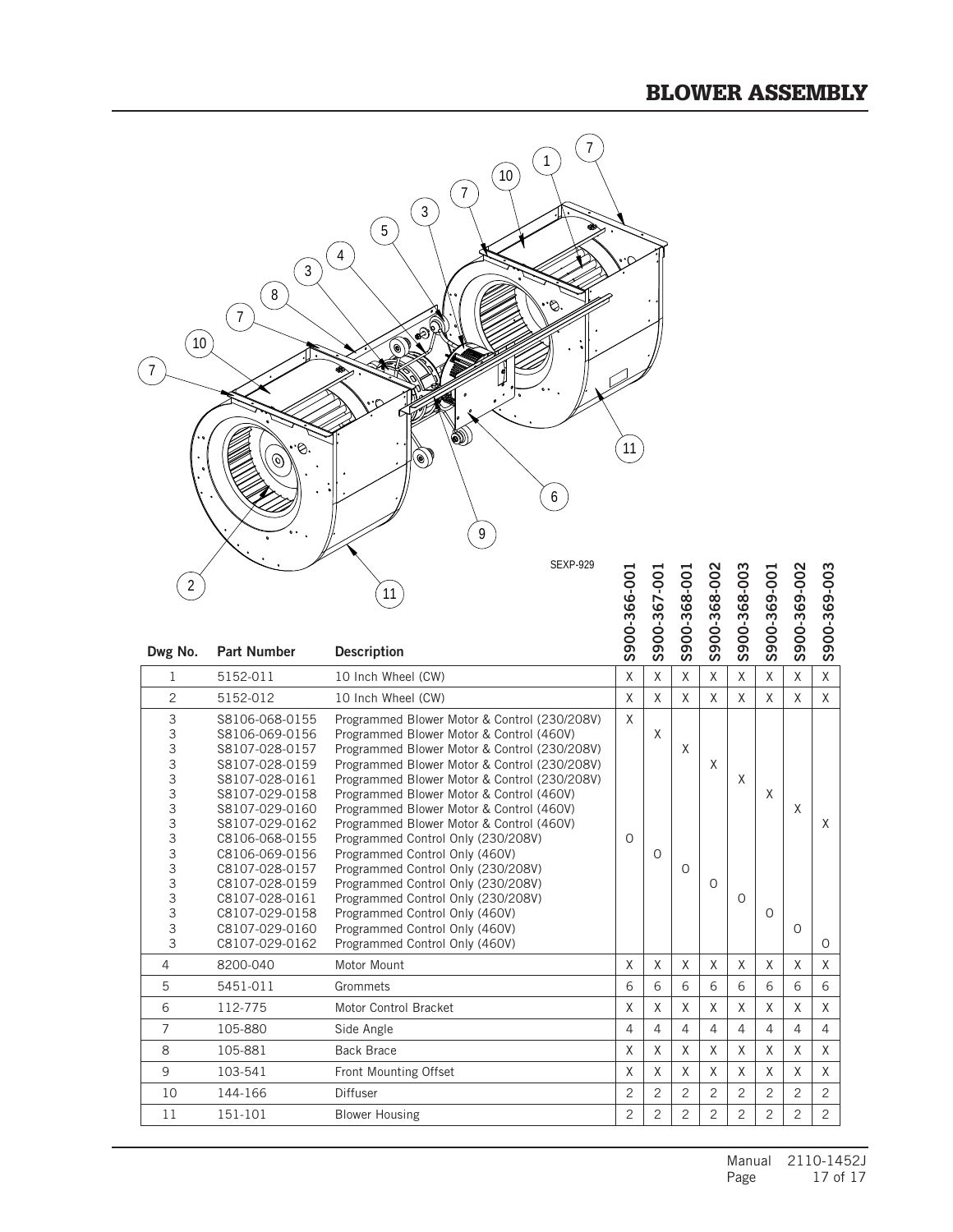# BLOWER ASSEMBLY

SEXP-929

| Dwg No. | Part Number | Description | S900-366-001 | S900-367-001 | S900-368-001 | S900-368-002 | S900-368-003 | S900-369-001 | S900-369-002 | S900-369-003 |
|---|---|---|---|---|---|---|---|---|---|---|
| 1 | 5152-011 | 10 Inch Wheel (CW) | X | X | X | X | X | X | X | X |
| 2 | 5152-012 | 10 Inch Wheel (CW) | X | X | X | X | X | X | X | X |
| 3 | S8106-068-0155 | Programmed Blower Motor & Control (230/208V) | X | | | | | | | |
| 3 | S8106-069-0156 | Programmed Blower Motor & Control (460V) | | X | | | | | | |
| 3 | S8107-028-0157 | Programmed Blower Motor & Control (230/208V) | | | X | | | | | |
| 3 | S8107-028-0159 | Programmed Blower Motor & Control (230/208V) | | | | X | | | | |
| 3 | S8107-028-0161 | Programmed Blower Motor & Control (230/208V) | | | | | X | | | |
| 3 | S8107-029-0158 | Programmed Blower Motor & Control (460V) | | | | | | X | | |
| 3 | S8107-029-0160 | Programmed Blower Motor & Control (460V) | | | | | | | X | |
| 3 | S8107-029-0162 | Programmed Blower Motor & Control (460V) | | | | | | | | X |
| 3 | C8106-068-0155 | Programmed Control Only (230/208V) | O | | | | | | | |
| 3 | C8106-069-0156 | Programmed Control Only (460V) | | O | | | | | | |
| 3 | C8107-028-0157 | Programmed Control Only (230/208V) | | | O | | | | | |
| 3 | C8107-028-0159 | Programmed Control Only (230/208V) | | | | O | | | | |
| 3 | C8107-028-0161 | Programmed Control Only (230/208V) | | | | | O | | | |
| 3 | C8107-029-0158 | Programmed Control Only (460V) | | | | | | O | | |
| 3 | C8107-029-0160 | Programmed Control Only (460V) | | | | | | | O | |
| 3 | C8107-029-0162 | Programmed Control Only (460V) | | | | | | | | O |
| 4 | 8200-040 | Motor Mount | X | X | X | X | X | X | X | X |
| 5 | 5451-011 | Grommets | 6 | 6 | 6 | 6 | 6 | 6 | 6 | 6 |
| 6 | 112-775 | Motor Control Bracket | X | X | X | X | X | X | X | X |
| 7 | 105-880 | Side Angle | 4 | 4 | 4 | 4 | 4 | 4 | 4 | 4 |
| 8 | 105-881 | Back Brace | X | X | X | X | X | X | X | X |
| 9 | 103-541 | Front Mounting Offset | X | X | X | X | X | X | X | X |
| 10 | 144-166 | Diffuser | 2 | 2 | 2 | 2 | 2 | 2 | 2 | 2 |
| 11 | 151-101 | Blower Housing | 2 | 2 | 2 | 2 | 2 | 2 | 2 | 2 |

Manual 2110-1452J